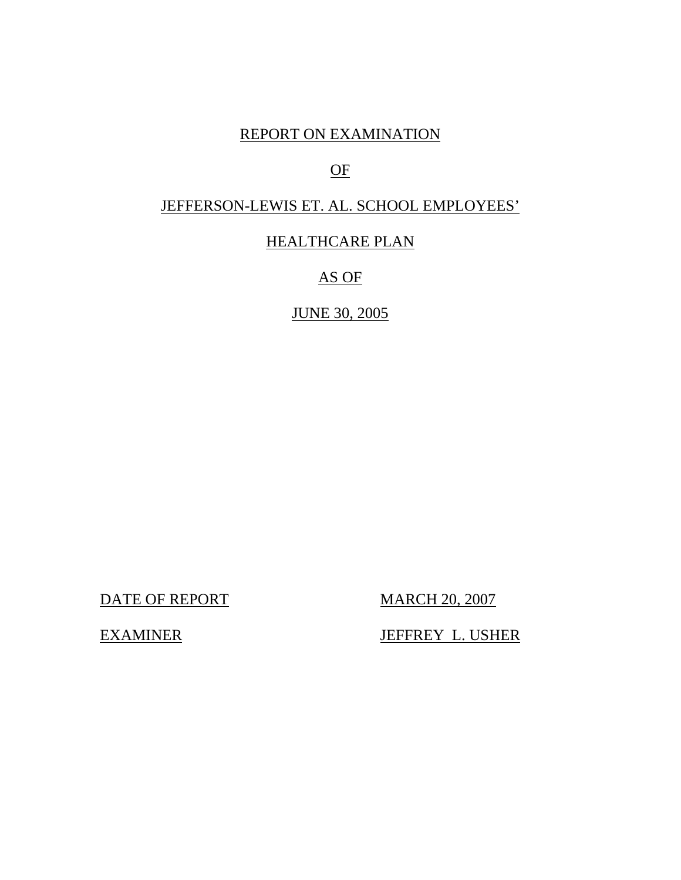# REPORT ON EXAMINATION

# OF

# JEFFERSON-LEWIS ET. AL. SCHOOL EMPLOYEES'

# HEALTHCARE PLAN

# AS OF

# JUNE 30, 2005

| | |
|---|---|
| DATE OF REPORT | MARCH 20, 2007 |
| EXAMINER | JEFFREY L. USHER |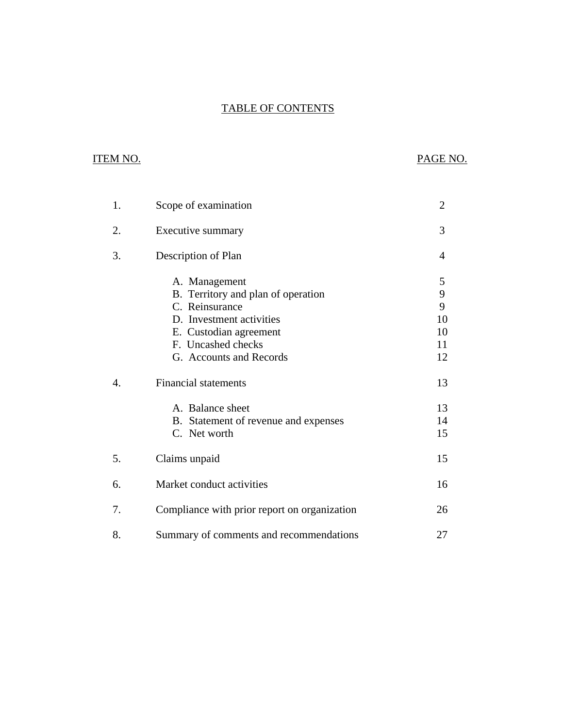# TABLE OF CONTENTS

| ITEM NO. | | PAGE NO. |
|---|---|---|
| 1. | Scope of examination | 2 |
| 2. | Executive summary | 3 |
| 3. | Description of Plan | 4 |
| | A. Management | 5 |
| | B. Territory and plan of operation | 9 |
| | C. Reinsurance | 9 |
| | D. Investment activities | 10 |
| | E. Custodian agreement | 10 |
| | F. Uncashed checks | 11 |
| | G. Accounts and Records | 12 |
| 4. | Financial statements | 13 |
| | A. Balance sheet | 13 |
| | B. Statement of revenue and expenses | 14 |
| | C. Net worth | 15 |
| 5. | Claims unpaid | 15 |
| 6. | Market conduct activities | 16 |
| 7. | Compliance with prior report on organization | 26 |
| 8. | Summary of comments and recommendations | 27 |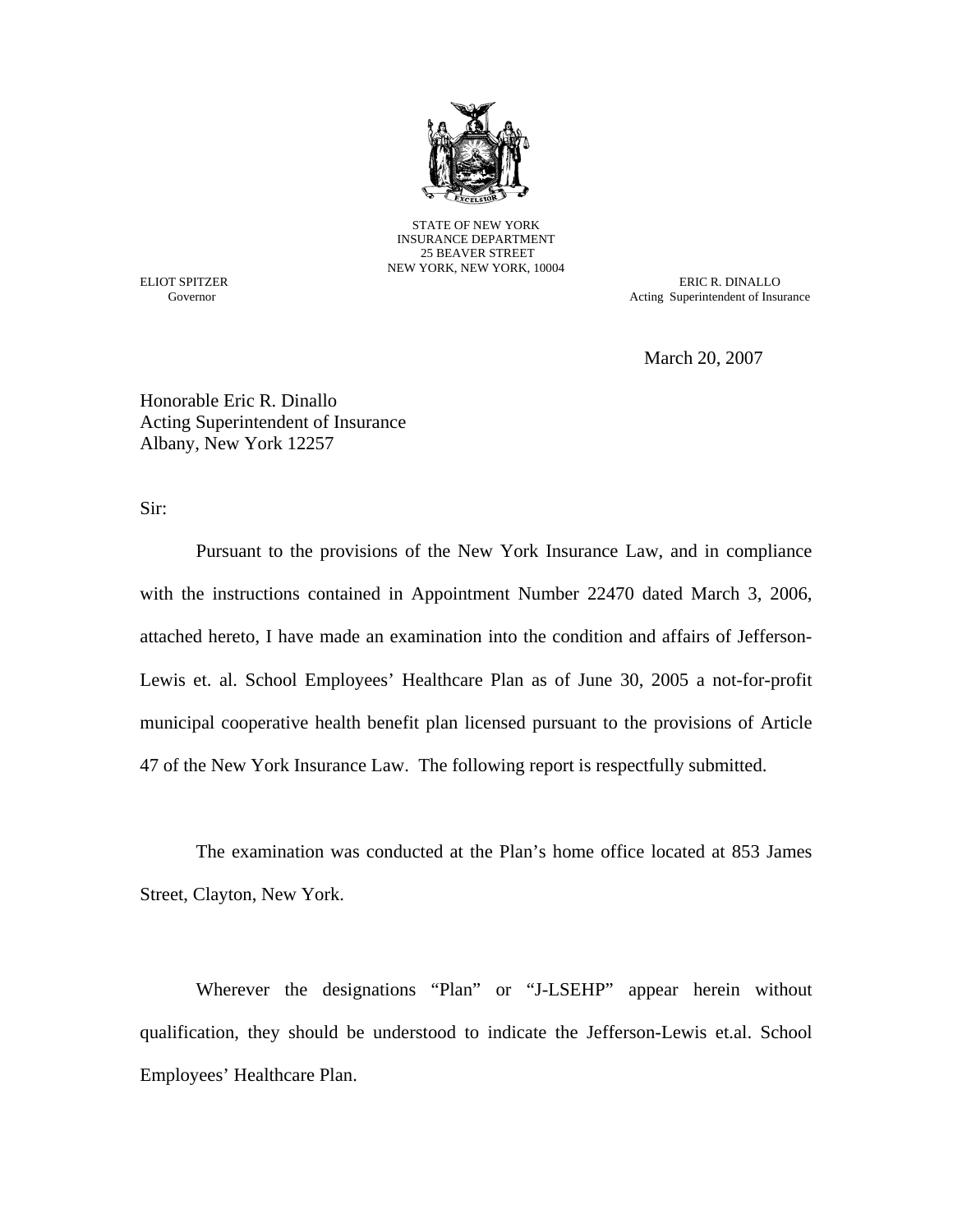STATE OF NEW YORK
INSURANCE DEPARTMENT
25 BEAVER STREET
NEW YORK, NEW YORK, 10004

ELIOT SPITZER
Governor

ERIC R. DINALLO
Acting Superintendent of Insurance

March 20, 2007

Honorable Eric R. Dinallo
Acting Superintendent of Insurance
Albany, New York 12257

Sir:

Pursuant to the provisions of the New York Insurance Law, and in compliance with the instructions contained in Appointment Number 22470 dated March 3, 2006, attached hereto, I have made an examination into the condition and affairs of Jefferson-Lewis et. al. School Employees' Healthcare Plan as of June 30, 2005 a not-for-profit municipal cooperative health benefit plan licensed pursuant to the provisions of Article 47 of the New York Insurance Law. The following report is respectfully submitted.

The examination was conducted at the Plan's home office located at 853 James Street, Clayton, New York.

Wherever the designations "Plan" or "J-LSEHP" appear herein without qualification, they should be understood to indicate the Jefferson-Lewis et.al. School Employees' Healthcare Plan.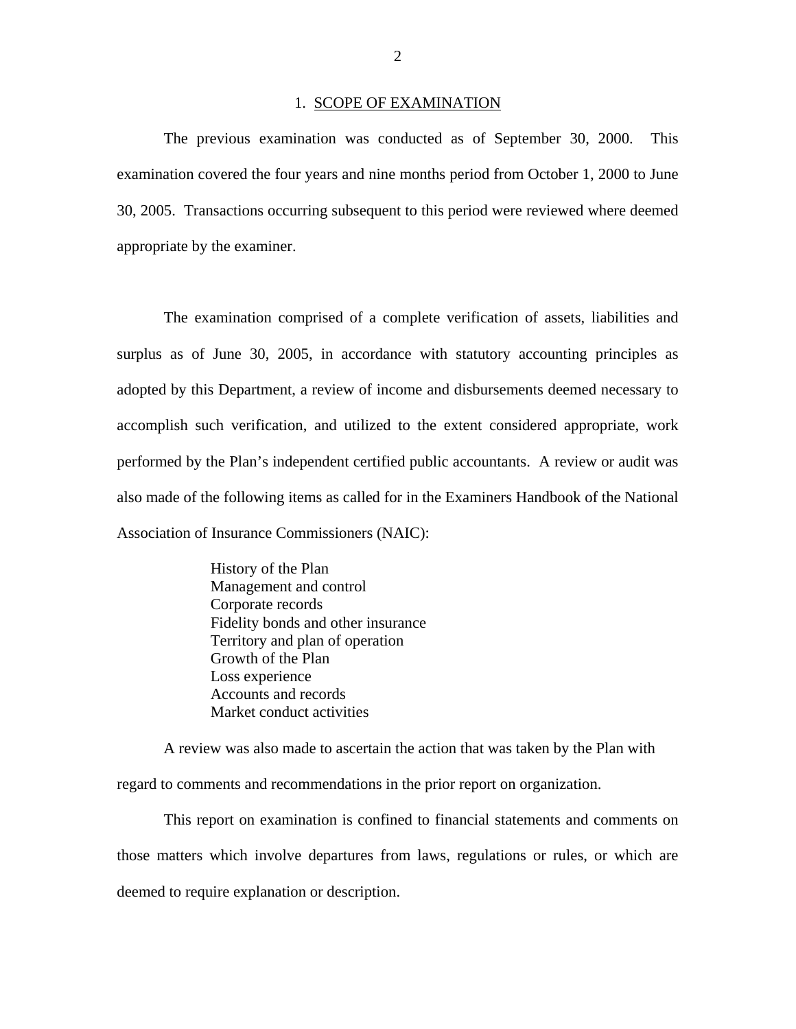## 1. SCOPE OF EXAMINATION

The previous examination was conducted as of September 30, 2000. This examination covered the four years and nine months period from October 1, 2000 to June 30, 2005. Transactions occurring subsequent to this period were reviewed where deemed appropriate by the examiner.

The examination comprised of a complete verification of assets, liabilities and surplus as of June 30, 2005, in accordance with statutory accounting principles as adopted by this Department, a review of income and disbursements deemed necessary to accomplish such verification, and utilized to the extent considered appropriate, work performed by the Plan's independent certified public accountants. A review or audit was also made of the following items as called for in the Examiners Handbook of the National Association of Insurance Commissioners (NAIC):

- History of the Plan
- Management and control
- Corporate records
- Fidelity bonds and other insurance
- Territory and plan of operation
- Growth of the Plan
- Loss experience
- Accounts and records
- Market conduct activities

A review was also made to ascertain the action that was taken by the Plan with regard to comments and recommendations in the prior report on organization.

This report on examination is confined to financial statements and comments on those matters which involve departures from laws, regulations or rules, or which are deemed to require explanation or description.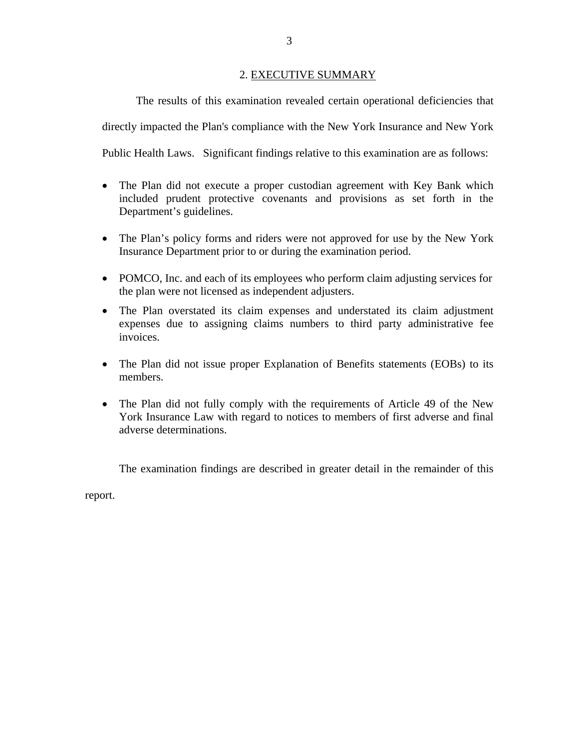## 2. EXECUTIVE SUMMARY

The results of this examination revealed certain operational deficiencies that directly impacted the Plan's compliance with the New York Insurance and New York Public Health Laws. Significant findings relative to this examination are as follows:

- The Plan did not execute a proper custodian agreement with Key Bank which included prudent protective covenants and provisions as set forth in the Department's guidelines.
- The Plan's policy forms and riders were not approved for use by the New York Insurance Department prior to or during the examination period.
- POMCO, Inc. and each of its employees who perform claim adjusting services for the plan were not licensed as independent adjusters.
- The Plan overstated its claim expenses and understated its claim adjustment expenses due to assigning claims numbers to third party administrative fee invoices.
- The Plan did not issue proper Explanation of Benefits statements (EOBs) to its members.
- The Plan did not fully comply with the requirements of Article 49 of the New York Insurance Law with regard to notices to members of first adverse and final adverse determinations.

The examination findings are described in greater detail in the remainder of this report.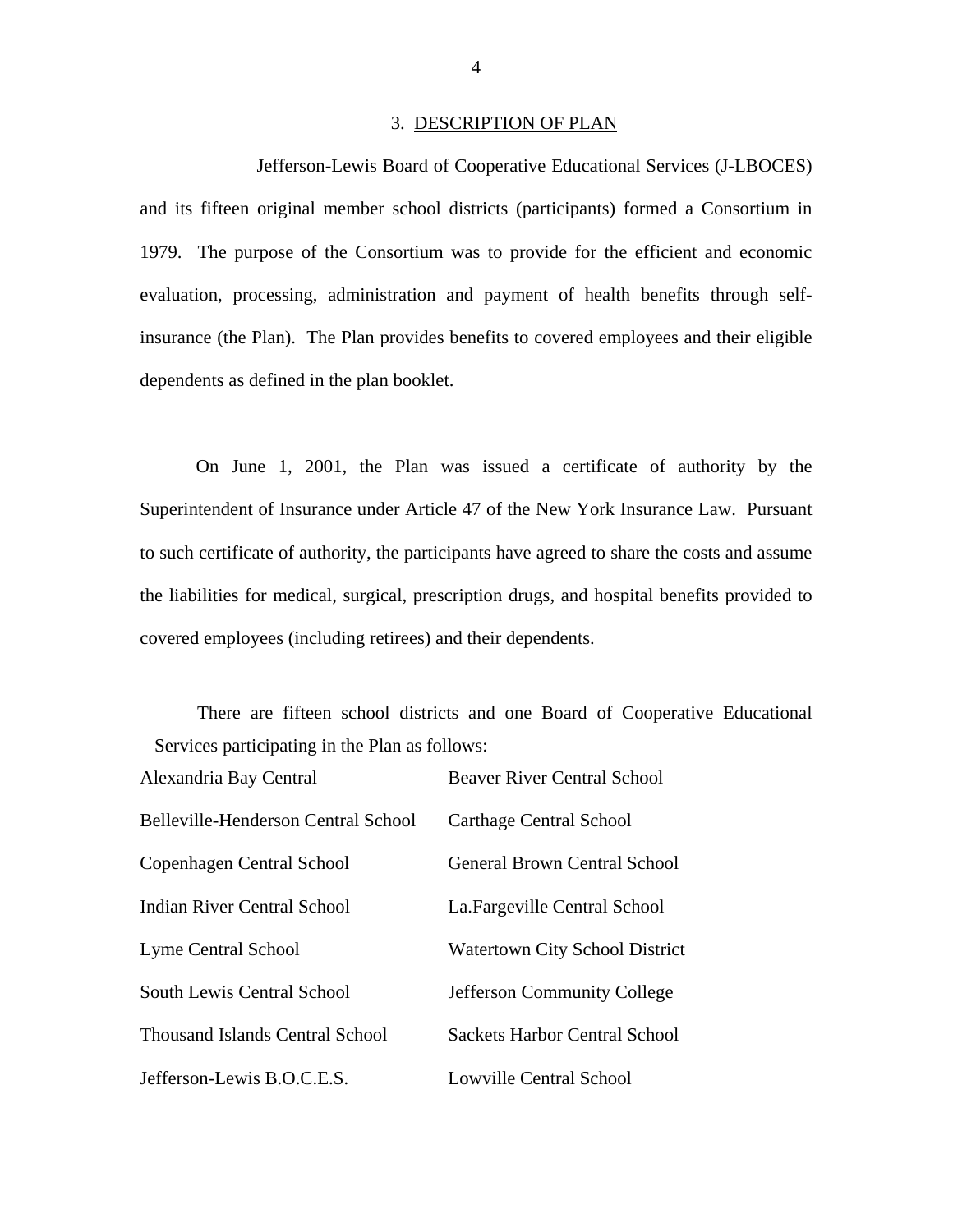## 3. DESCRIPTION OF PLAN

Jefferson-Lewis Board of Cooperative Educational Services (J-LBOCES) and its fifteen original member school districts (participants) formed a Consortium in 1979. The purpose of the Consortium was to provide for the efficient and economic evaluation, processing, administration and payment of health benefits through self-insurance (the Plan). The Plan provides benefits to covered employees and their eligible dependents as defined in the plan booklet.

On June 1, 2001, the Plan was issued a certificate of authority by the Superintendent of Insurance under Article 47 of the New York Insurance Law. Pursuant to such certificate of authority, the participants have agreed to share the costs and assume the liabilities for medical, surgical, prescription drugs, and hospital benefits provided to covered employees (including retirees) and their dependents.

There are fifteen school districts and one Board of Cooperative Educational Services participating in the Plan as follows:

| | |
|---|---|
| Alexandria Bay Central | Beaver River Central School |
| Belleville-Henderson Central School | Carthage Central School |
| Copenhagen Central School | General Brown Central School |
| Indian River Central School | La.Fargeville Central School |
| Lyme Central School | Watertown City School District |
| South Lewis Central School | Jefferson Community College |
| Thousand Islands Central School | Sackets Harbor Central School |
| Jefferson-Lewis B.O.C.E.S. | Lowville Central School |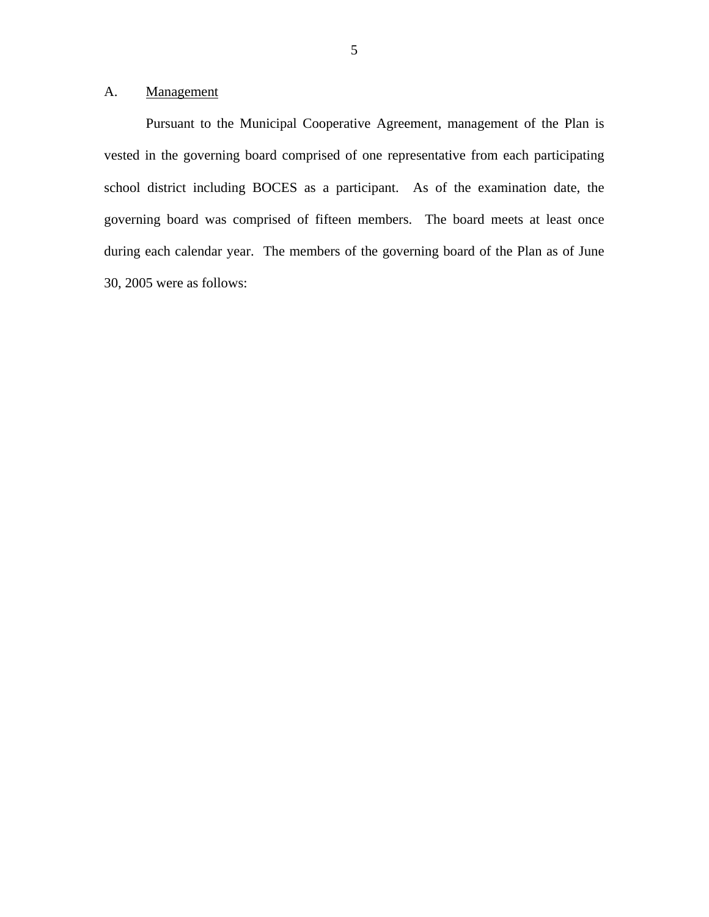## A. Management

Pursuant to the Municipal Cooperative Agreement, management of the Plan is vested in the governing board comprised of one representative from each participating school district including BOCES as a participant. As of the examination date, the governing board was comprised of fifteen members. The board meets at least once during each calendar year. The members of the governing board of the Plan as of June 30, 2005 were as follows: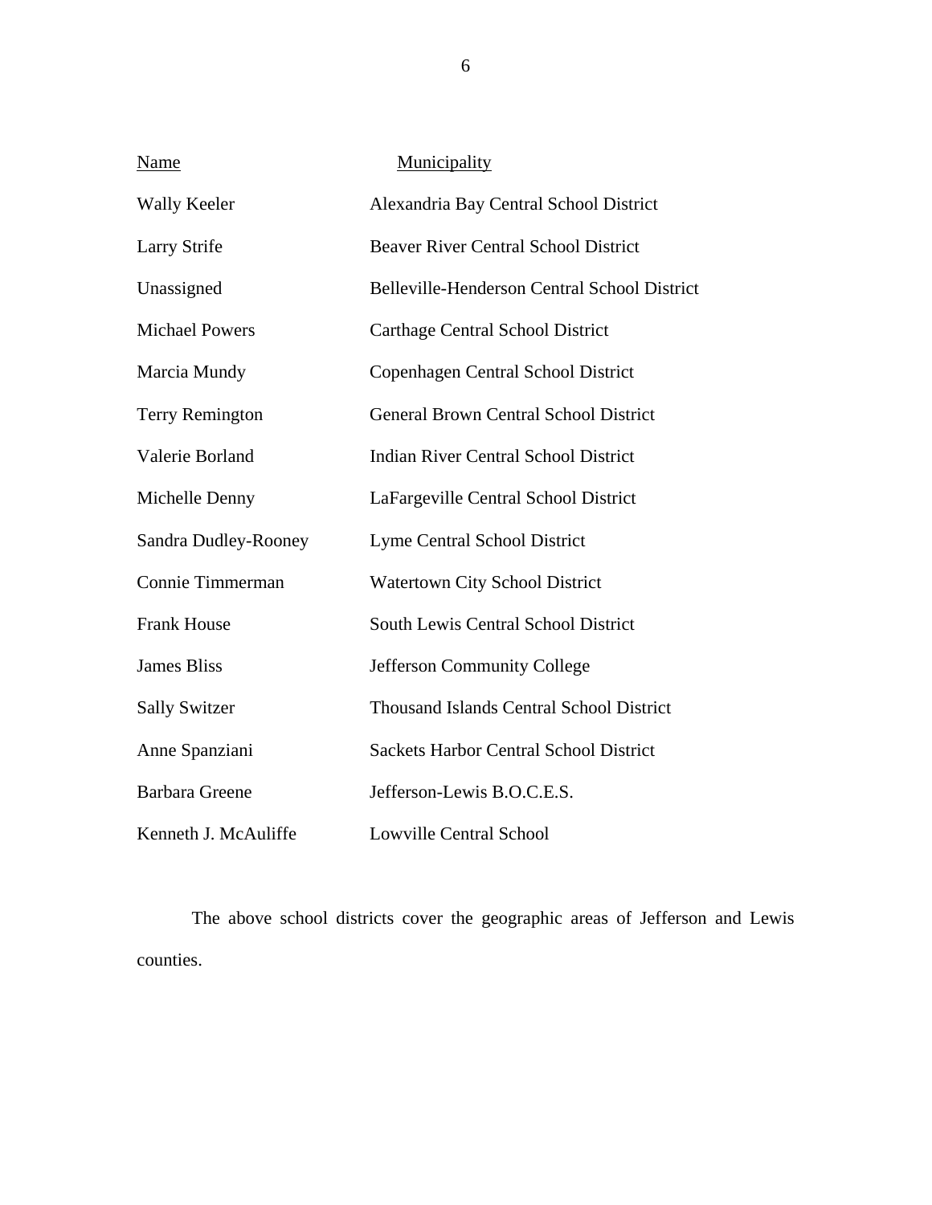| Name | Municipality |
| --- | --- |
| Wally Keeler | Alexandria Bay Central School District |
| Larry Strife | Beaver River Central School District |
| Unassigned | Belleville-Henderson Central School District |
| Michael Powers | Carthage Central School District |
| Marcia Mundy | Copenhagen Central School District |
| Terry Remington | General Brown Central School District |
| Valerie Borland | Indian River Central School District |
| Michelle Denny | LaFargeville Central School District |
| Sandra Dudley-Rooney | Lyme Central School District |
| Connie Timmerman | Watertown City School District |
| Frank House | South Lewis Central School District |
| James Bliss | Jefferson Community College |
| Sally Switzer | Thousand Islands Central School District |
| Anne Spanziani | Sackets Harbor Central School District |
| Barbara Greene | Jefferson-Lewis B.O.C.E.S. |
| Kenneth J. McAuliffe | Lowville Central School |

The above school districts cover the geographic areas of Jefferson and Lewis counties.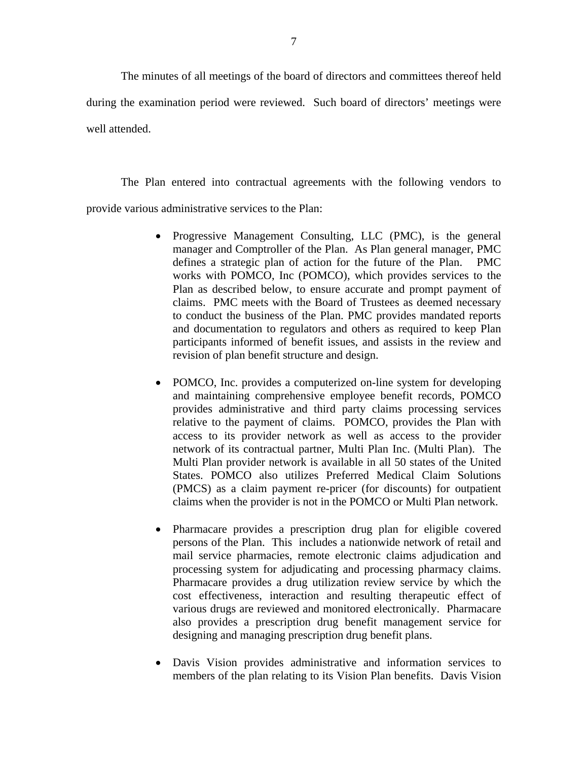The minutes of all meetings of the board of directors and committees thereof held during the examination period were reviewed. Such board of directors' meetings were well attended.

The Plan entered into contractual agreements with the following vendors to provide various administrative services to the Plan:

- Progressive Management Consulting, LLC (PMC), is the general manager and Comptroller of the Plan. As Plan general manager, PMC defines a strategic plan of action for the future of the Plan. PMC works with POMCO, Inc (POMCO), which provides services to the Plan as described below, to ensure accurate and prompt payment of claims. PMC meets with the Board of Trustees as deemed necessary to conduct the business of the Plan. PMC provides mandated reports and documentation to regulators and others as required to keep Plan participants informed of benefit issues, and assists in the review and revision of plan benefit structure and design.

- POMCO, Inc. provides a computerized on-line system for developing and maintaining comprehensive employee benefit records, POMCO provides administrative and third party claims processing services relative to the payment of claims. POMCO, provides the Plan with access to its provider network as well as access to the provider network of its contractual partner, Multi Plan Inc. (Multi Plan). The Multi Plan provider network is available in all 50 states of the United States. POMCO also utilizes Preferred Medical Claim Solutions (PMCS) as a claim payment re-pricer (for discounts) for outpatient claims when the provider is not in the POMCO or Multi Plan network.

- Pharmacare provides a prescription drug plan for eligible covered persons of the Plan. This includes a nationwide network of retail and mail service pharmacies, remote electronic claims adjudication and processing system for adjudicating and processing pharmacy claims. Pharmacare provides a drug utilization review service by which the cost effectiveness, interaction and resulting therapeutic effect of various drugs are reviewed and monitored electronically. Pharmacare also provides a prescription drug benefit management service for designing and managing prescription drug benefit plans.

- Davis Vision provides administrative and information services to members of the plan relating to its Vision Plan benefits. Davis Vision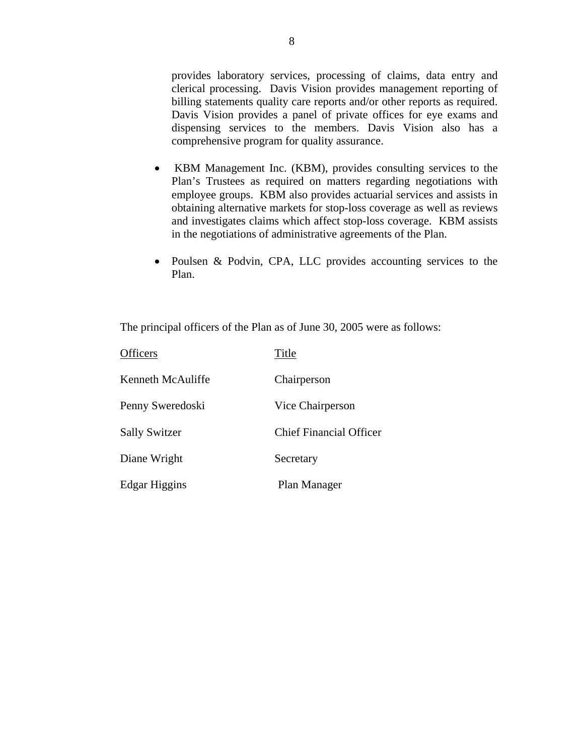provides laboratory services, processing of claims, data entry and clerical processing. Davis Vision provides management reporting of billing statements quality care reports and/or other reports as required. Davis Vision provides a panel of private offices for eye exams and dispensing services to the members. Davis Vision also has a comprehensive program for quality assurance.

- KBM Management Inc. (KBM), provides consulting services to the Plan's Trustees as required on matters regarding negotiations with employee groups. KBM also provides actuarial services and assists in obtaining alternative markets for stop-loss coverage as well as reviews and investigates claims which affect stop-loss coverage. KBM assists in the negotiations of administrative agreements of the Plan.

- Poulsen & Podvin, CPA, LLC provides accounting services to the Plan.

The principal officers of the Plan as of June 30, 2005 were as follows:

| Officers | Title |
|---|---|
| Kenneth McAuliffe | Chairperson |
| Penny Sweredoski | Vice Chairperson |
| Sally Switzer | Chief Financial Officer |
| Diane Wright | Secretary |
| Edgar Higgins | Plan Manager |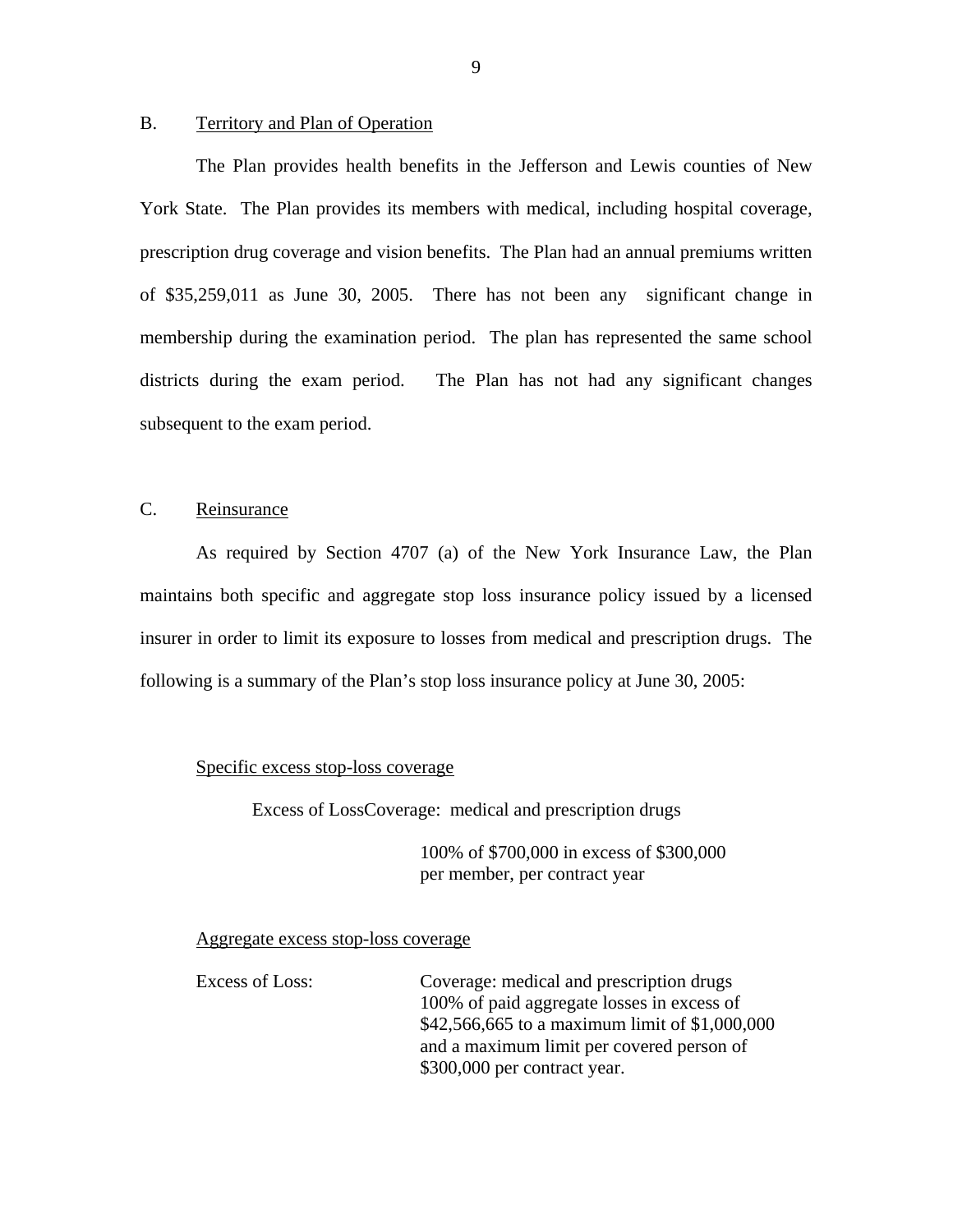## B. Territory and Plan of Operation

The Plan provides health benefits in the Jefferson and Lewis counties of New York State. The Plan provides its members with medical, including hospital coverage, prescription drug coverage and vision benefits. The Plan had an annual premiums written of $35,259,011 as June 30, 2005. There has not been any significant change in membership during the examination period. The plan has represented the same school districts during the exam period. The Plan has not had any significant changes subsequent to the exam period.

## C. Reinsurance

As required by Section 4707 (a) of the New York Insurance Law, the Plan maintains both specific and aggregate stop loss insurance policy issued by a licensed insurer in order to limit its exposure to losses from medical and prescription drugs. The following is a summary of the Plan's stop loss insurance policy at June 30, 2005:

Specific excess stop-loss coverage

Excess of LossCoverage: medical and prescription drugs

100% of $700,000 in excess of $300,000
per member, per contract year

Aggregate excess stop-loss coverage

| | |
|---|---|
| Excess of Loss: | Coverage: medical and prescription drugs<br>100% of paid aggregate losses in excess of $42,566,665 to a maximum limit of $1,000,000 and a maximum limit per covered person of $300,000 per contract year. |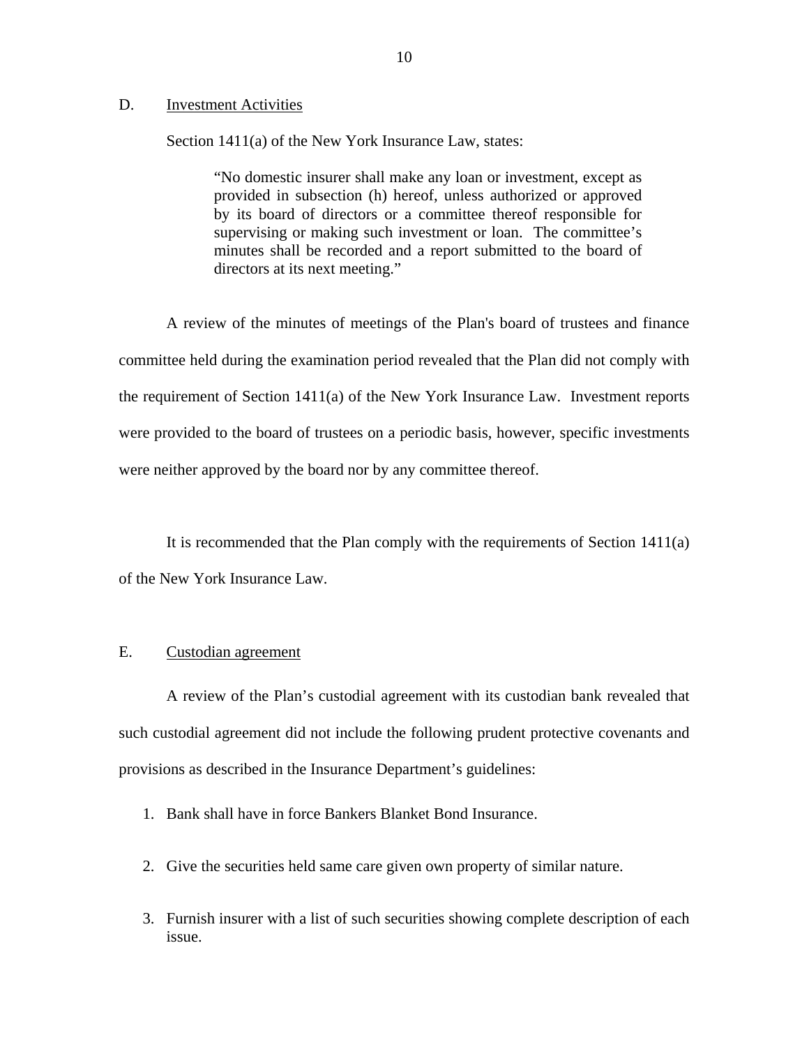## D. Investment Activities

Section 1411(a) of the New York Insurance Law, states:

> "No domestic insurer shall make any loan or investment, except as provided in subsection (h) hereof, unless authorized or approved by its board of directors or a committee thereof responsible for supervising or making such investment or loan. The committee's minutes shall be recorded and a report submitted to the board of directors at its next meeting."

A review of the minutes of meetings of the Plan's board of trustees and finance committee held during the examination period revealed that the Plan did not comply with the requirement of Section 1411(a) of the New York Insurance Law. Investment reports were provided to the board of trustees on a periodic basis, however, specific investments were neither approved by the board nor by any committee thereof.

It is recommended that the Plan comply with the requirements of Section 1411(a) of the New York Insurance Law.

## E. Custodian agreement

A review of the Plan's custodial agreement with its custodian bank revealed that such custodial agreement did not include the following prudent protective covenants and provisions as described in the Insurance Department's guidelines:

1. Bank shall have in force Bankers Blanket Bond Insurance.
2. Give the securities held same care given own property of similar nature.
3. Furnish insurer with a list of such securities showing complete description of each issue.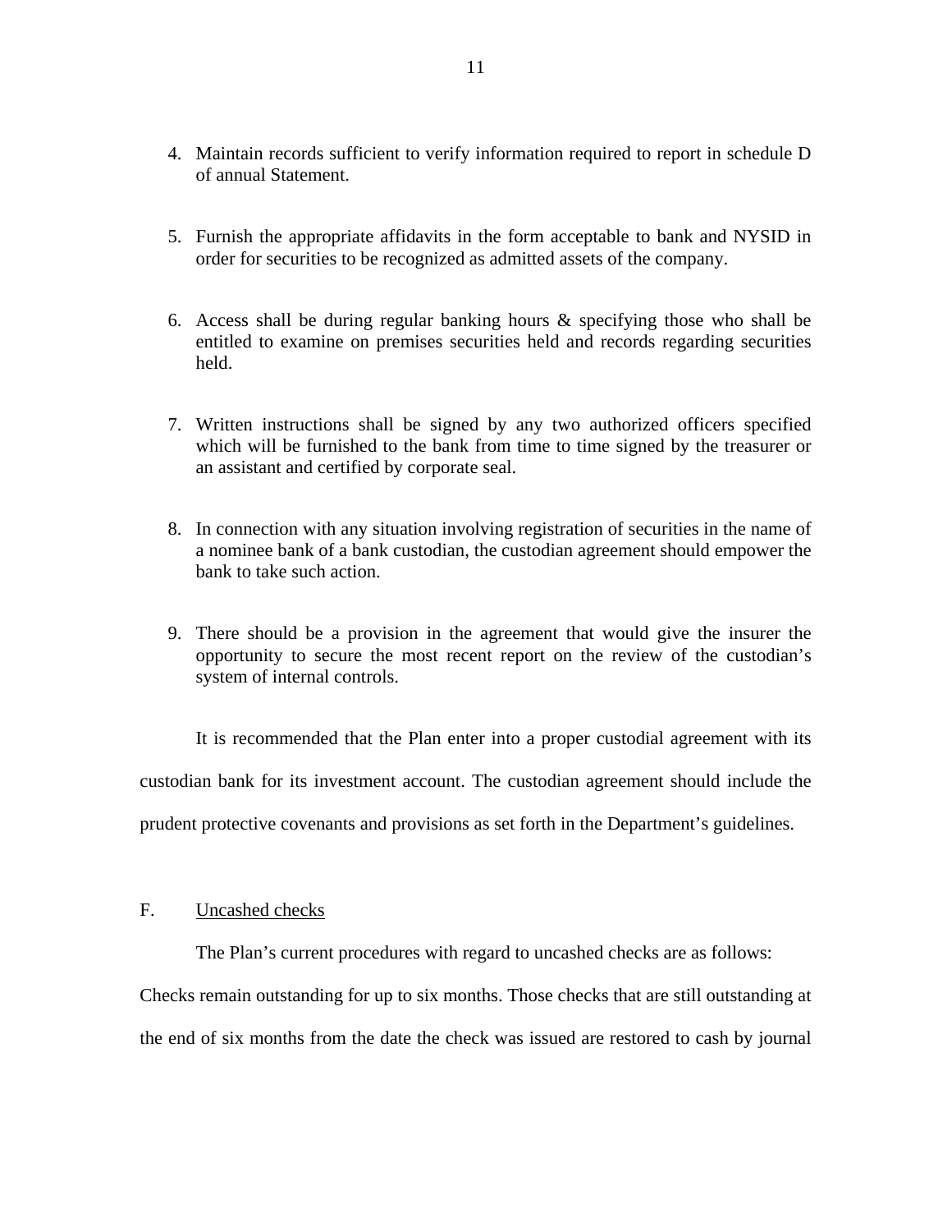4. Maintain records sufficient to verify information required to report in schedule D of annual Statement.

5. Furnish the appropriate affidavits in the form acceptable to bank and NYSID in order for securities to be recognized as admitted assets of the company.

6. Access shall be during regular banking hours & specifying those who shall be entitled to examine on premises securities held and records regarding securities held.

7. Written instructions shall be signed by any two authorized officers specified which will be furnished to the bank from time to time signed by the treasurer or an assistant and certified by corporate seal.

8. In connection with any situation involving registration of securities in the name of a nominee bank of a bank custodian, the custodian agreement should empower the bank to take such action.

9. There should be a provision in the agreement that would give the insurer the opportunity to secure the most recent report on the review of the custodian's system of internal controls.

It is recommended that the Plan enter into a proper custodial agreement with its custodian bank for its investment account. The custodian agreement should include the prudent protective covenants and provisions as set forth in the Department's guidelines.

F. Uncashed checks

The Plan's current procedures with regard to uncashed checks are as follows: Checks remain outstanding for up to six months. Those checks that are still outstanding at the end of six months from the date the check was issued are restored to cash by journal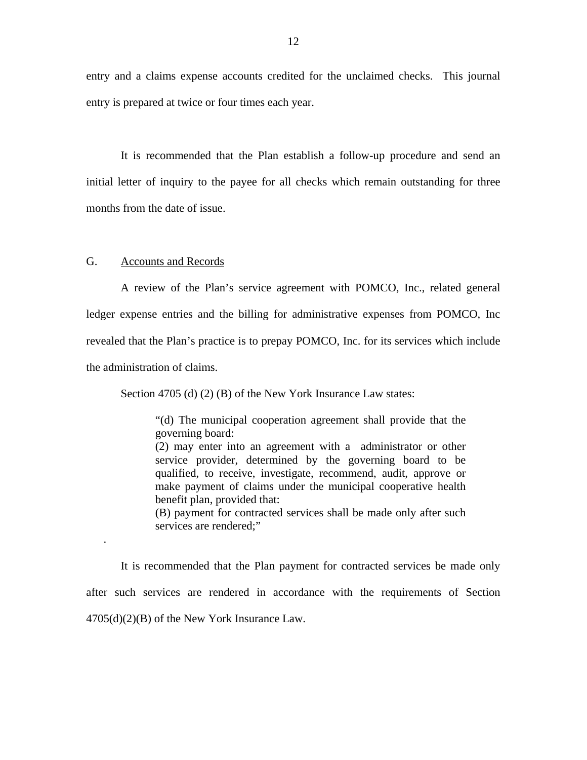entry and a claims expense accounts credited for the unclaimed checks. This journal entry is prepared at twice or four times each year.

It is recommended that the Plan establish a follow-up procedure and send an initial letter of inquiry to the payee for all checks which remain outstanding for three months from the date of issue.

## G. Accounts and Records

A review of the Plan's service agreement with POMCO, Inc., related general ledger expense entries and the billing for administrative expenses from POMCO, Inc revealed that the Plan's practice is to prepay POMCO, Inc. for its services which include the administration of claims.

Section 4705 (d) (2) (B) of the New York Insurance Law states:

> "(d) The municipal cooperation agreement shall provide that the governing board:
> (2) may enter into an agreement with a administrator or other service provider, determined by the governing board to be qualified, to receive, investigate, recommend, audit, approve or make payment of claims under the municipal cooperative health benefit plan, provided that:
> (B) payment for contracted services shall be made only after such services are rendered;"

.

It is recommended that the Plan payment for contracted services be made only after such services are rendered in accordance with the requirements of Section 4705(d)(2)(B) of the New York Insurance Law.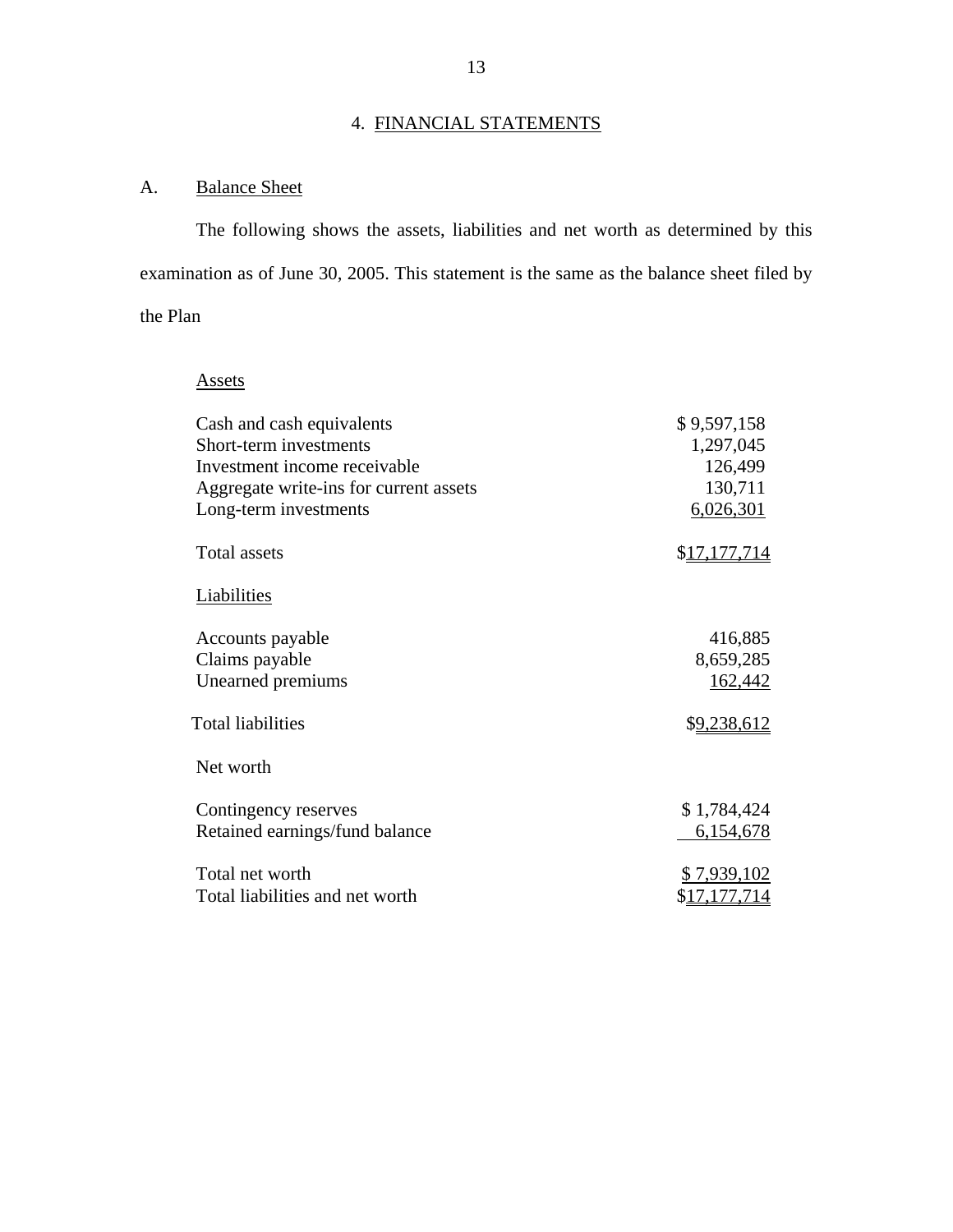## 4. FINANCIAL STATEMENTS

### A. Balance Sheet

The following shows the assets, liabilities and net worth as determined by this examination as of June 30, 2005. This statement is the same as the balance sheet filed by the Plan

| | |
|---|---|
| Assets | |
| Cash and cash equivalents | $ 9,597,158 |
| Short-term investments | 1,297,045 |
| Investment income receivable | 126,499 |
| Aggregate write-ins for current assets | 130,711 |
| Long-term investments | 6,026,301 |
| Total assets | $17,177,714 |
| Liabilities | |
| Accounts payable | 416,885 |
| Claims payable | 8,659,285 |
| Unearned premiums | 162,442 |
| Total liabilities | $9,238,612 |
| Net worth | |
| Contingency reserves | $ 1,784,424 |
| Retained earnings/fund balance | 6,154,678 |
| Total net worth | $ 7,939,102 |
| Total liabilities and net worth | $17,177,714 |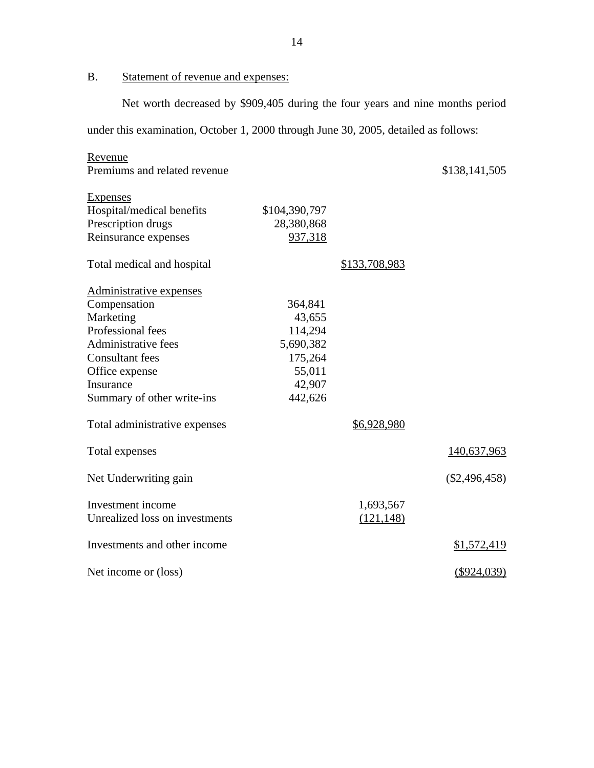B. Statement of revenue and expenses:

Net worth decreased by $909,405 during the four years and nine months period under this examination, October 1, 2000 through June 30, 2005, detailed as follows:

| | | | |
|---|---|---|---|
| Revenue | | | |
| Premiums and related revenue | | | $138,141,505 |
| | | | |
| Expenses | | | |
| Hospital/medical benefits | $104,390,797 | | |
| Prescription drugs | 28,380,868 | | |
| Reinsurance expenses | 937,318 | | |
| | | | |
| Total medical and hospital | | $133,708,983 | |
| | | | |
| Administrative expenses | | | |
| Compensation | 364,841 | | |
| Marketing | 43,655 | | |
| Professional fees | 114,294 | | |
| Administrative fees | 5,690,382 | | |
| Consultant fees | 175,264 | | |
| Office expense | 55,011 | | |
| Insurance | 42,907 | | |
| Summary of other write-ins | 442,626 | | |
| | | | |
| Total administrative expenses | | $6,928,980 | |
| | | | |
| Total expenses | | | 140,637,963 |
| | | | |
| Net Underwriting gain | | | ($2,496,458) |
| | | | |
| Investment income | | 1,693,567 | |
| Unrealized loss on investments | | (121,148) | |
| | | | |
| Investments and other income | | | $1,572,419 |
| | | | |
| Net income or (loss) | | | ($924,039) |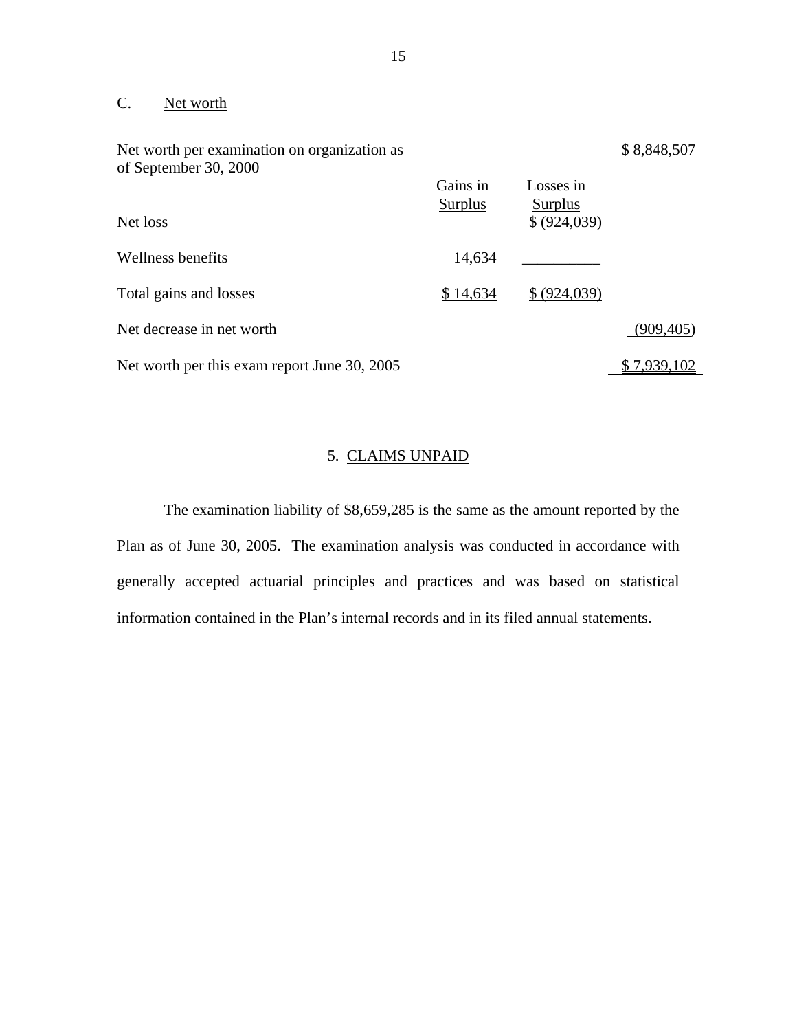C. Net worth

| | Gains in Surplus | Losses in Surplus | |
|---|---|---|---|
| Net worth per examination on organization as of September 30, 2000 | | | $ 8,848,507 |
| Net loss | | $ (924,039) | |
| Wellness benefits | 14,634 | | |
| Total gains and losses | $ 14,634 | $ (924,039) | |
| Net decrease in net worth | | | (909,405) |
| Net worth per this exam report June 30, 2005 | | | $ 7,939,102 |

## 5. CLAIMS UNPAID

The examination liability of $8,659,285 is the same as the amount reported by the Plan as of June 30, 2005. The examination analysis was conducted in accordance with generally accepted actuarial principles and practices and was based on statistical information contained in the Plan's internal records and in its filed annual statements.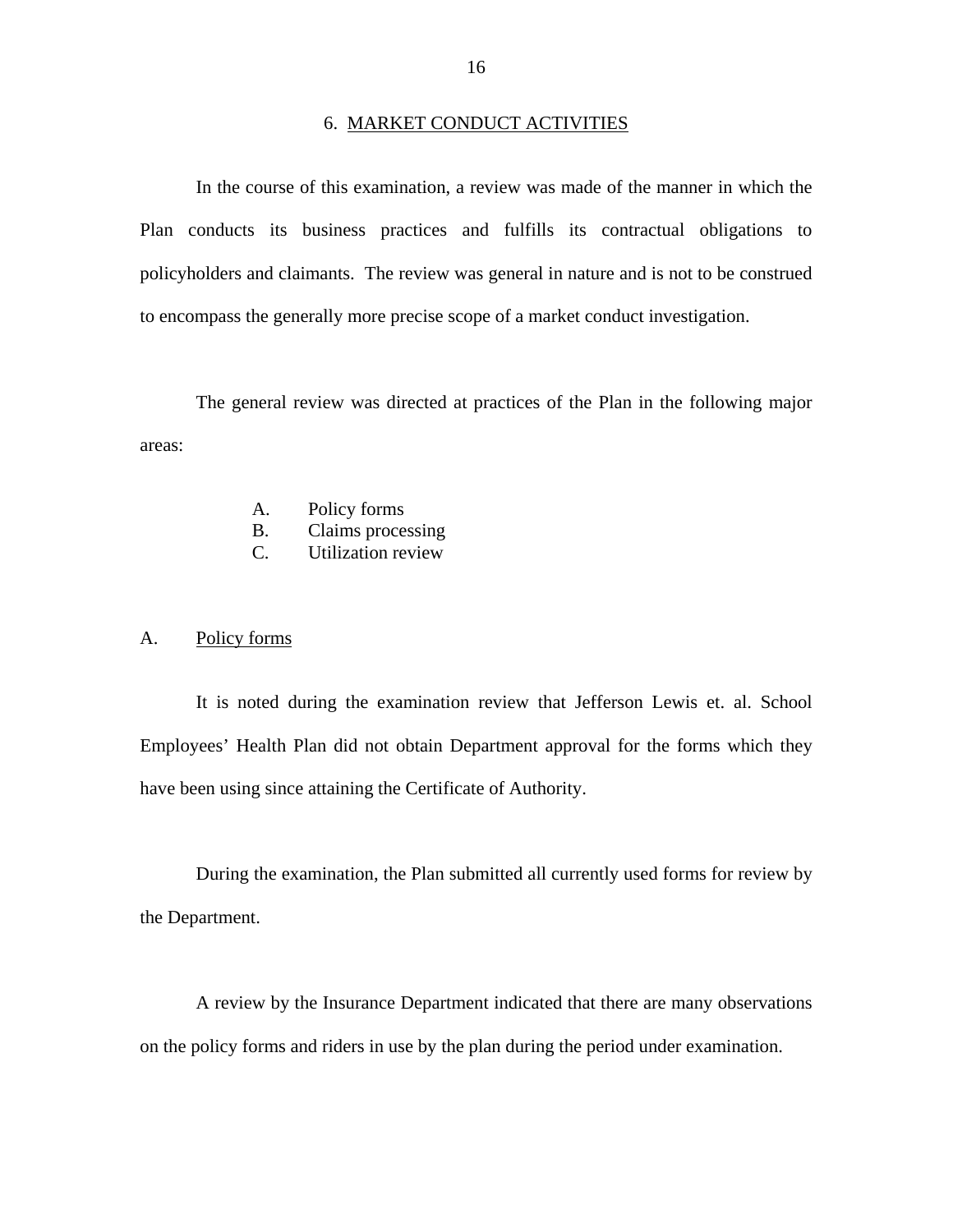## 6. MARKET CONDUCT ACTIVITIES

In the course of this examination, a review was made of the manner in which the Plan conducts its business practices and fulfills its contractual obligations to policyholders and claimants. The review was general in nature and is not to be construed to encompass the generally more precise scope of a market conduct investigation.

The general review was directed at practices of the Plan in the following major areas:

- A. Policy forms
- B. Claims processing
- C. Utilization review

### A. Policy forms

It is noted during the examination review that Jefferson Lewis et. al. School Employees' Health Plan did not obtain Department approval for the forms which they have been using since attaining the Certificate of Authority.

During the examination, the Plan submitted all currently used forms for review by the Department.

A review by the Insurance Department indicated that there are many observations on the policy forms and riders in use by the plan during the period under examination.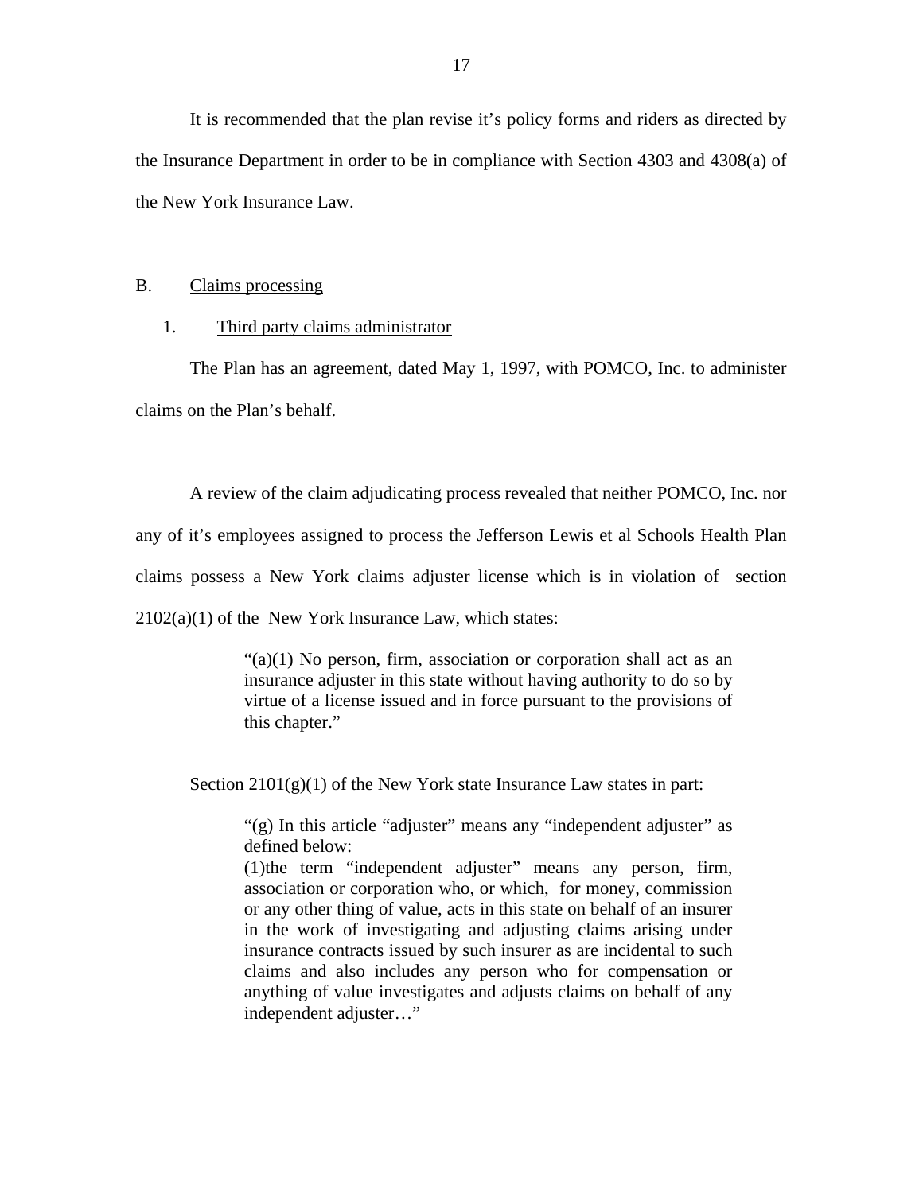It is recommended that the plan revise it's policy forms and riders as directed by the Insurance Department in order to be in compliance with Section 4303 and 4308(a) of the New York Insurance Law.

B. Claims processing

1. Third party claims administrator

The Plan has an agreement, dated May 1, 1997, with POMCO, Inc. to administer claims on the Plan's behalf.

A review of the claim adjudicating process revealed that neither POMCO, Inc. nor any of it's employees assigned to process the Jefferson Lewis et al Schools Health Plan claims possess a New York claims adjuster license which is in violation of section 2102(a)(1) of the New York Insurance Law, which states:

> "(a)(1) No person, firm, association or corporation shall act as an insurance adjuster in this state without having authority to do so by virtue of a license issued and in force pursuant to the provisions of this chapter."

Section 2101(g)(1) of the New York state Insurance Law states in part:

> "(g) In this article "adjuster" means any "independent adjuster" as defined below:
> (1)the term "independent adjuster" means any person, firm, association or corporation who, or which, for money, commission or any other thing of value, acts in this state on behalf of an insurer in the work of investigating and adjusting claims arising under insurance contracts issued by such insurer as are incidental to such claims and also includes any person who for compensation or anything of value investigates and adjusts claims on behalf of any independent adjuster…"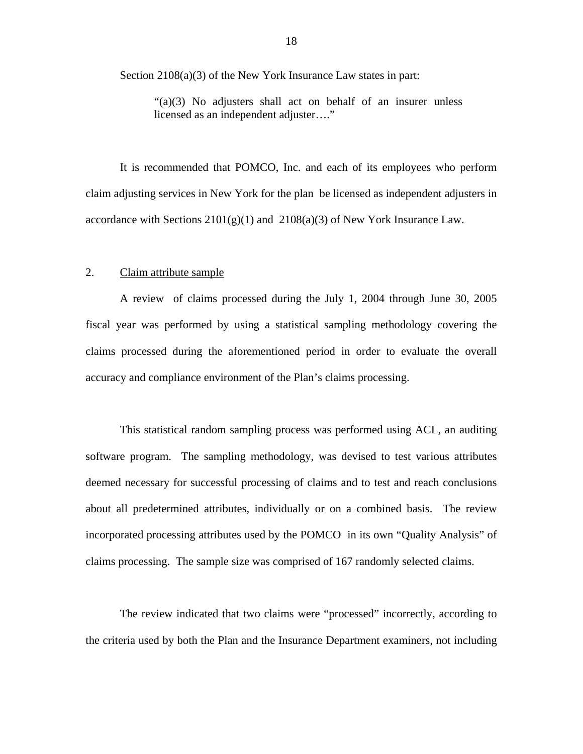Section 2108(a)(3) of the New York Insurance Law states in part:

> "(a)(3) No adjusters shall act on behalf of an insurer unless licensed as an independent adjuster…."

It is recommended that POMCO, Inc. and each of its employees who perform claim adjusting services in New York for the plan be licensed as independent adjusters in accordance with Sections 2101(g)(1) and 2108(a)(3) of New York Insurance Law.

2. <u>Claim attribute sample</u>

A review of claims processed during the July 1, 2004 through June 30, 2005 fiscal year was performed by using a statistical sampling methodology covering the claims processed during the aforementioned period in order to evaluate the overall accuracy and compliance environment of the Plan's claims processing.

This statistical random sampling process was performed using ACL, an auditing software program. The sampling methodology, was devised to test various attributes deemed necessary for successful processing of claims and to test and reach conclusions about all predetermined attributes, individually or on a combined basis. The review incorporated processing attributes used by the POMCO in its own "Quality Analysis" of claims processing. The sample size was comprised of 167 randomly selected claims.

The review indicated that two claims were "processed" incorrectly, according to the criteria used by both the Plan and the Insurance Department examiners, not including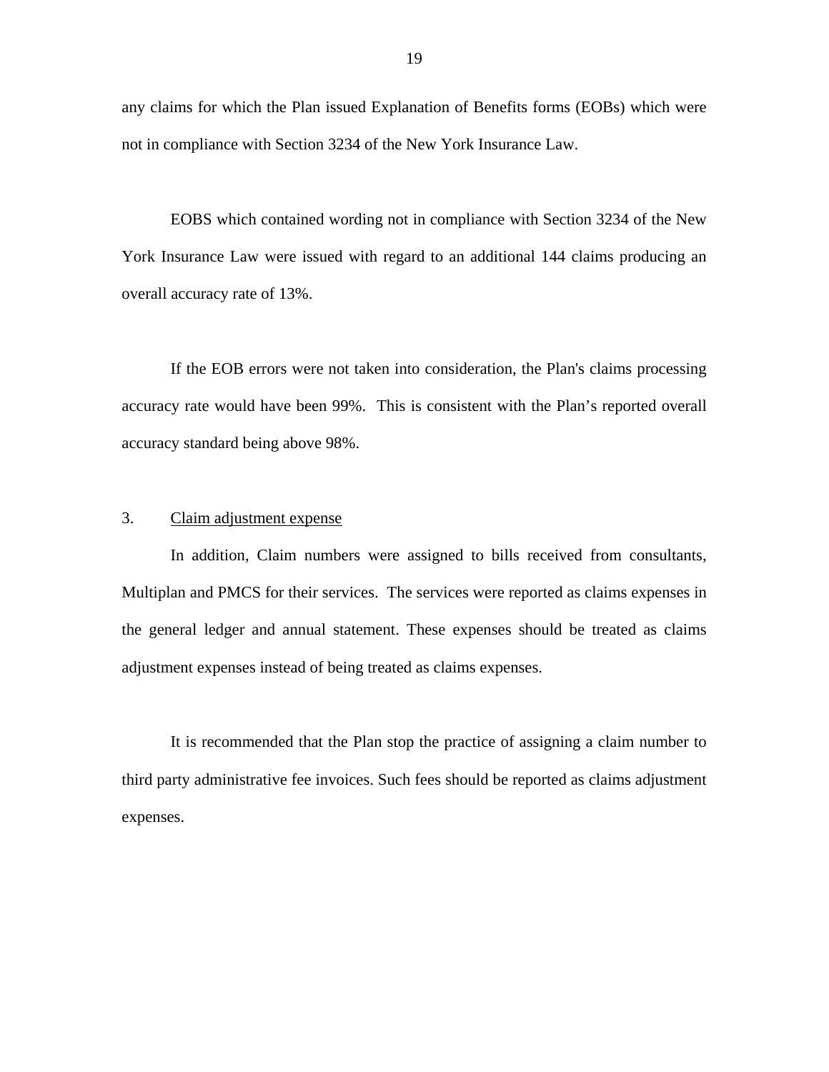any claims for which the Plan issued Explanation of Benefits forms (EOBs) which were not in compliance with Section 3234 of the New York Insurance Law.

EOBS which contained wording not in compliance with Section 3234 of the New York Insurance Law were issued with regard to an additional 144 claims producing an overall accuracy rate of 13%.

If the EOB errors were not taken into consideration, the Plan's claims processing accuracy rate would have been 99%. This is consistent with the Plan's reported overall accuracy standard being above 98%.

3. <u>Claim adjustment expense</u>

In addition, Claim numbers were assigned to bills received from consultants, Multiplan and PMCS for their services. The services were reported as claims expenses in the general ledger and annual statement. These expenses should be treated as claims adjustment expenses instead of being treated as claims expenses.

It is recommended that the Plan stop the practice of assigning a claim number to third party administrative fee invoices. Such fees should be reported as claims adjustment expenses.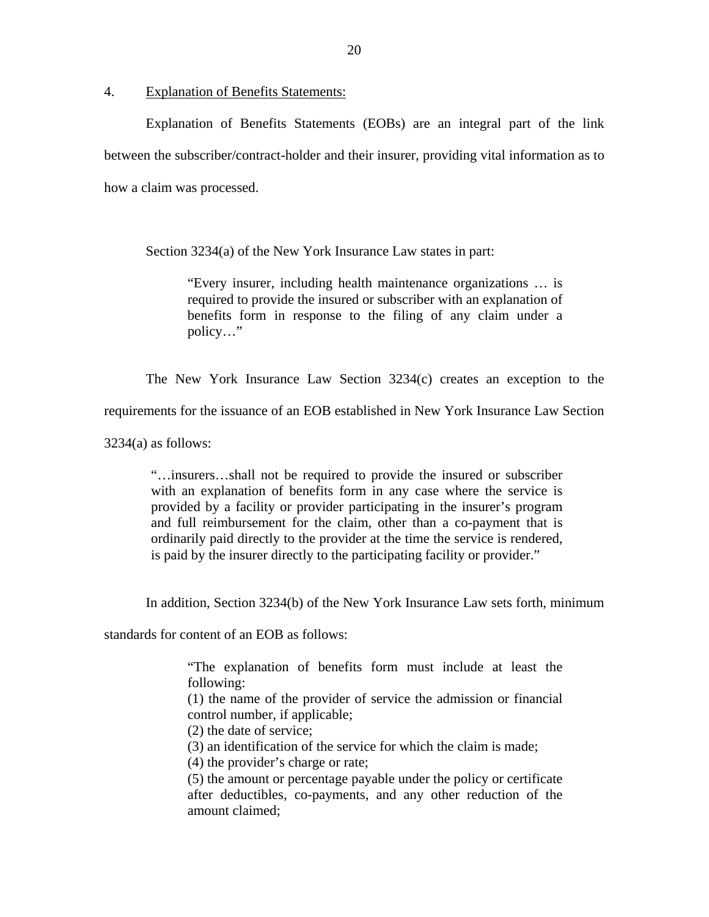4. Explanation of Benefits Statements:

Explanation of Benefits Statements (EOBs) are an integral part of the link between the subscriber/contract-holder and their insurer, providing vital information as to how a claim was processed.

Section 3234(a) of the New York Insurance Law states in part:

> "Every insurer, including health maintenance organizations … is required to provide the insured or subscriber with an explanation of benefits form in response to the filing of any claim under a policy…"

The New York Insurance Law Section 3234(c) creates an exception to the requirements for the issuance of an EOB established in New York Insurance Law Section 3234(a) as follows:

> "…insurers…shall not be required to provide the insured or subscriber with an explanation of benefits form in any case where the service is provided by a facility or provider participating in the insurer's program and full reimbursement for the claim, other than a co-payment that is ordinarily paid directly to the provider at the time the service is rendered, is paid by the insurer directly to the participating facility or provider."

In addition, Section 3234(b) of the New York Insurance Law sets forth, minimum standards for content of an EOB as follows:

> "The explanation of benefits form must include at least the following:
> (1) the name of the provider of service the admission or financial control number, if applicable;
> (2) the date of service;
> (3) an identification of the service for which the claim is made;
> (4) the provider's charge or rate;
> (5) the amount or percentage payable under the policy or certificate after deductibles, co-payments, and any other reduction of the amount claimed;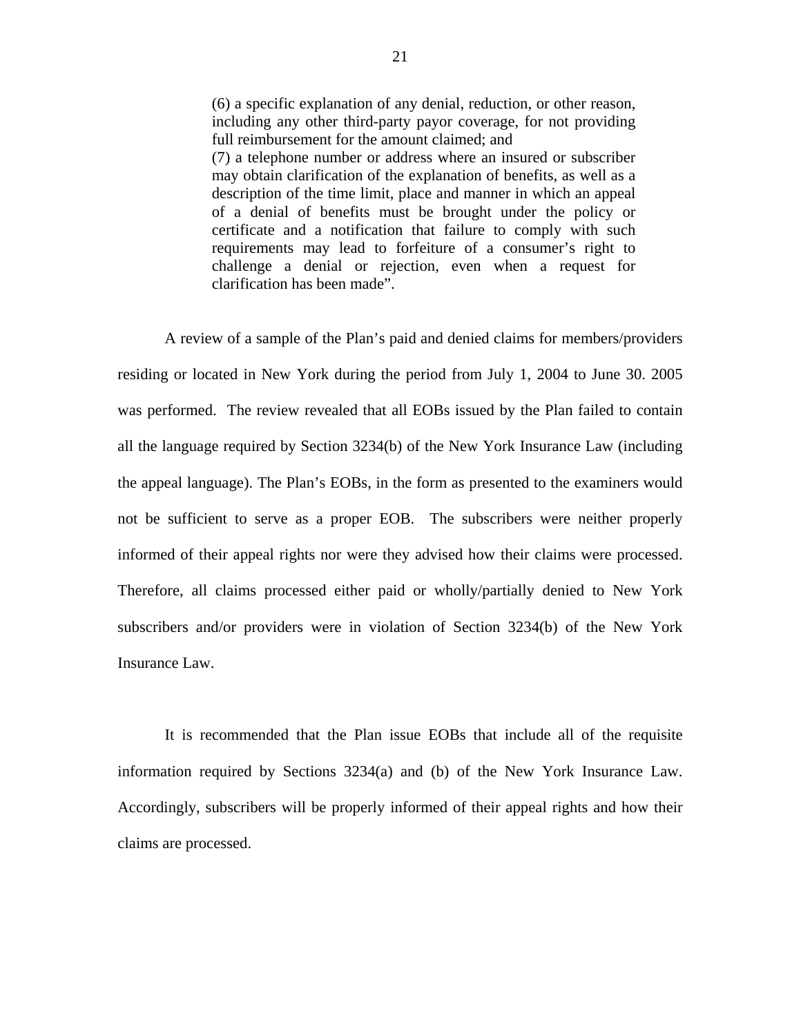> (6) a specific explanation of any denial, reduction, or other reason, including any other third-party payor coverage, for not providing full reimbursement for the amount claimed; and
> (7) a telephone number or address where an insured or subscriber may obtain clarification of the explanation of benefits, as well as a description of the time limit, place and manner in which an appeal of a denial of benefits must be brought under the policy or certificate and a notification that failure to comply with such requirements may lead to forfeiture of a consumer's right to challenge a denial or rejection, even when a request for clarification has been made".

A review of a sample of the Plan's paid and denied claims for members/providers residing or located in New York during the period from July 1, 2004 to June 30. 2005 was performed. The review revealed that all EOBs issued by the Plan failed to contain all the language required by Section 3234(b) of the New York Insurance Law (including the appeal language). The Plan's EOBs, in the form as presented to the examiners would not be sufficient to serve as a proper EOB. The subscribers were neither properly informed of their appeal rights nor were they advised how their claims were processed. Therefore, all claims processed either paid or wholly/partially denied to New York subscribers and/or providers were in violation of Section 3234(b) of the New York Insurance Law.

It is recommended that the Plan issue EOBs that include all of the requisite information required by Sections 3234(a) and (b) of the New York Insurance Law. Accordingly, subscribers will be properly informed of their appeal rights and how their claims are processed.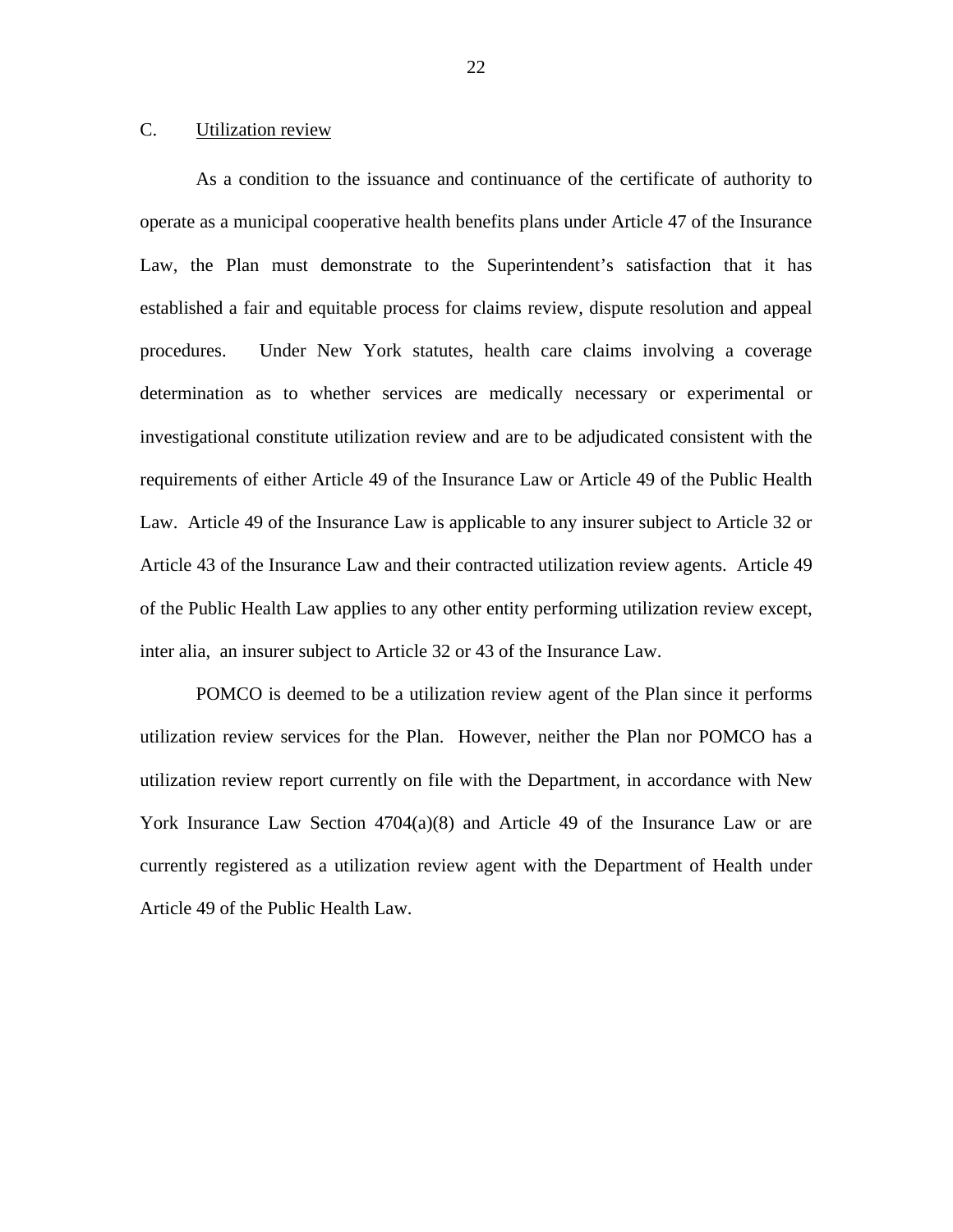## C. Utilization review

As a condition to the issuance and continuance of the certificate of authority to operate as a municipal cooperative health benefits plans under Article 47 of the Insurance Law, the Plan must demonstrate to the Superintendent's satisfaction that it has established a fair and equitable process for claims review, dispute resolution and appeal procedures. Under New York statutes, health care claims involving a coverage determination as to whether services are medically necessary or experimental or investigational constitute utilization review and are to be adjudicated consistent with the requirements of either Article 49 of the Insurance Law or Article 49 of the Public Health Law. Article 49 of the Insurance Law is applicable to any insurer subject to Article 32 or Article 43 of the Insurance Law and their contracted utilization review agents. Article 49 of the Public Health Law applies to any other entity performing utilization review except, inter alia, an insurer subject to Article 32 or 43 of the Insurance Law.

POMCO is deemed to be a utilization review agent of the Plan since it performs utilization review services for the Plan. However, neither the Plan nor POMCO has a utilization review report currently on file with the Department, in accordance with New York Insurance Law Section 4704(a)(8) and Article 49 of the Insurance Law or are currently registered as a utilization review agent with the Department of Health under Article 49 of the Public Health Law.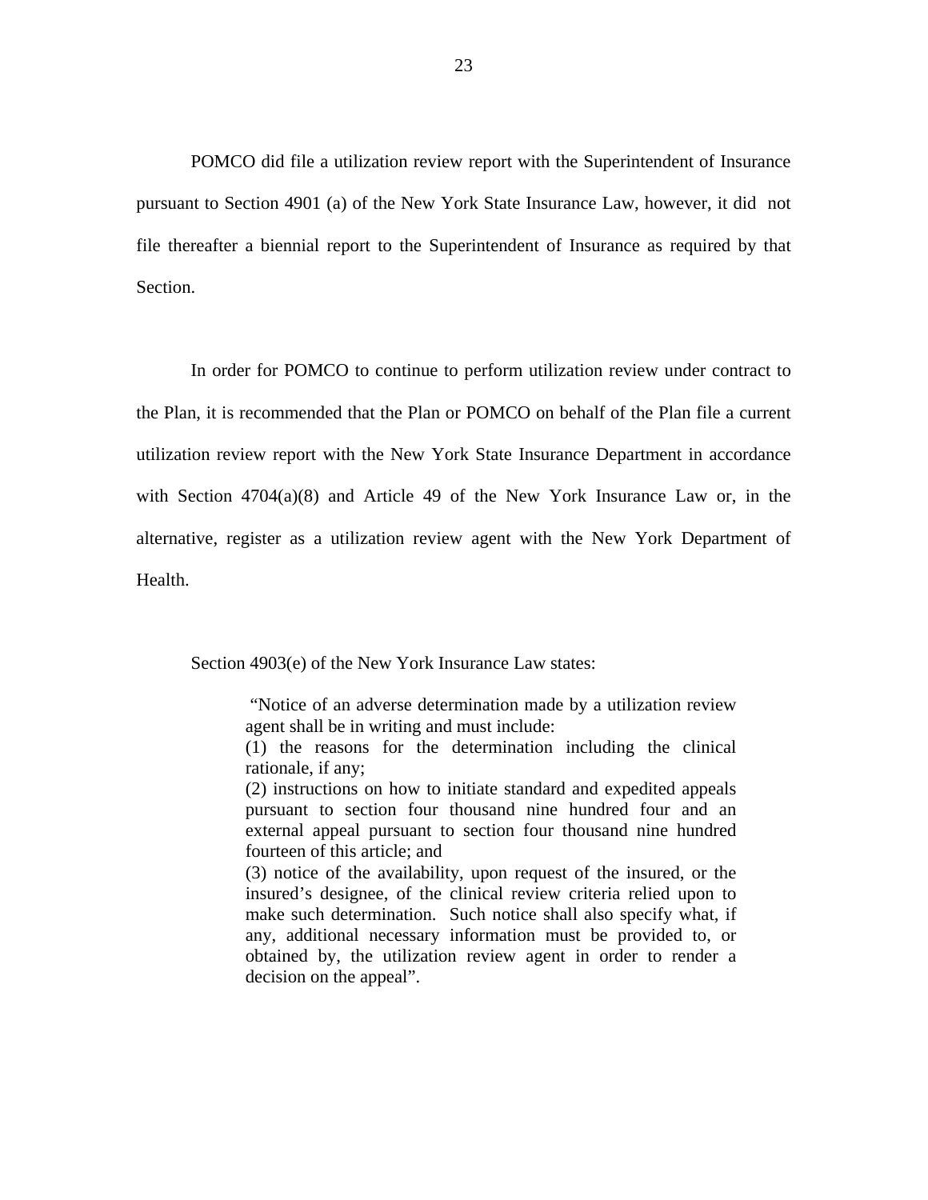POMCO did file a utilization review report with the Superintendent of Insurance pursuant to Section 4901 (a) of the New York State Insurance Law, however, it did not file thereafter a biennial report to the Superintendent of Insurance as required by that Section.

In order for POMCO to continue to perform utilization review under contract to the Plan, it is recommended that the Plan or POMCO on behalf of the Plan file a current utilization review report with the New York State Insurance Department in accordance with Section 4704(a)(8) and Article 49 of the New York Insurance Law or, in the alternative, register as a utilization review agent with the New York Department of Health.

Section 4903(e) of the New York Insurance Law states:

> "Notice of an adverse determination made by a utilization review agent shall be in writing and must include:
> (1) the reasons for the determination including the clinical rationale, if any;
> (2) instructions on how to initiate standard and expedited appeals pursuant to section four thousand nine hundred four and an external appeal pursuant to section four thousand nine hundred fourteen of this article; and
> (3) notice of the availability, upon request of the insured, or the insured's designee, of the clinical review criteria relied upon to make such determination. Such notice shall also specify what, if any, additional necessary information must be provided to, or obtained by, the utilization review agent in order to render a decision on the appeal".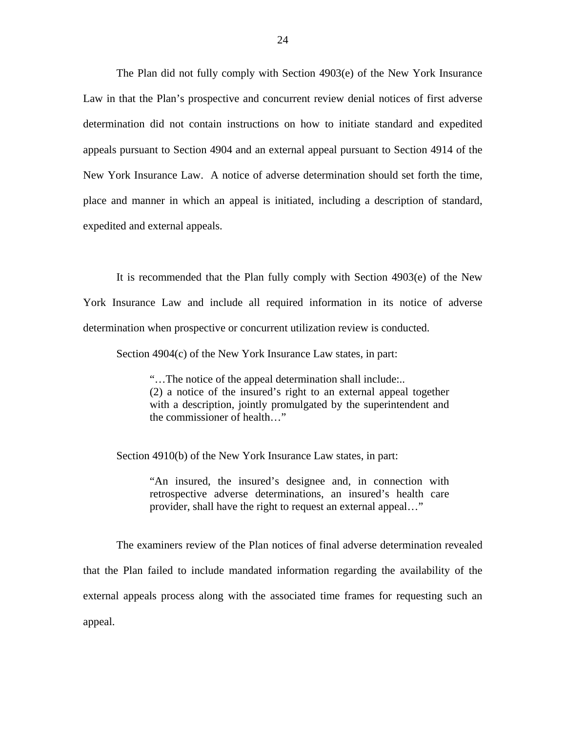The Plan did not fully comply with Section 4903(e) of the New York Insurance Law in that the Plan's prospective and concurrent review denial notices of first adverse determination did not contain instructions on how to initiate standard and expedited appeals pursuant to Section 4904 and an external appeal pursuant to Section 4914 of the New York Insurance Law. A notice of adverse determination should set forth the time, place and manner in which an appeal is initiated, including a description of standard, expedited and external appeals.

It is recommended that the Plan fully comply with Section 4903(e) of the New York Insurance Law and include all required information in its notice of adverse determination when prospective or concurrent utilization review is conducted.

Section 4904(c) of the New York Insurance Law states, in part:

> "…The notice of the appeal determination shall include:..
> (2) a notice of the insured's right to an external appeal together with a description, jointly promulgated by the superintendent and the commissioner of health…"

Section 4910(b) of the New York Insurance Law states, in part:

> "An insured, the insured's designee and, in connection with retrospective adverse determinations, an insured's health care provider, shall have the right to request an external appeal…"

The examiners review of the Plan notices of final adverse determination revealed that the Plan failed to include mandated information regarding the availability of the external appeals process along with the associated time frames for requesting such an appeal.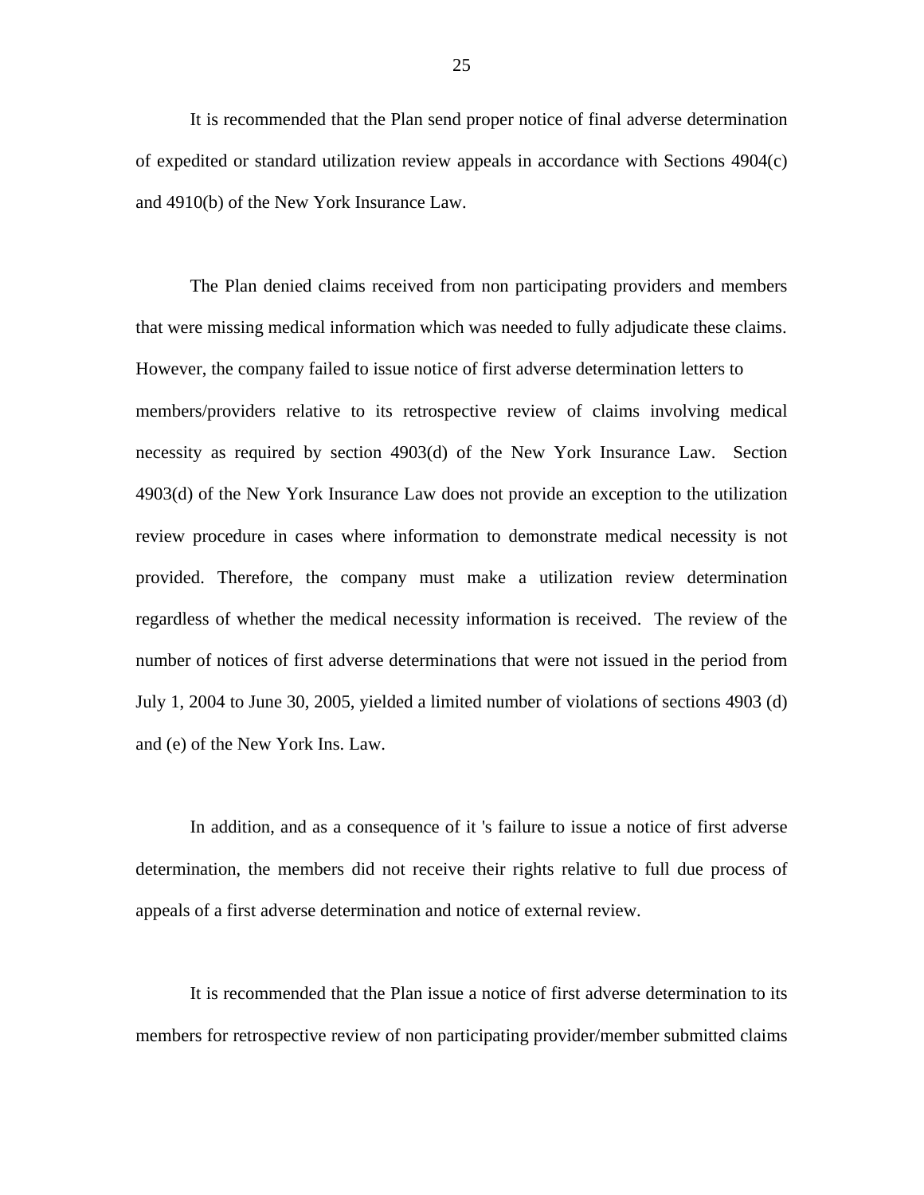It is recommended that the Plan send proper notice of final adverse determination of expedited or standard utilization review appeals in accordance with Sections 4904(c) and 4910(b) of the New York Insurance Law.

The Plan denied claims received from non participating providers and members that were missing medical information which was needed to fully adjudicate these claims. However, the company failed to issue notice of first adverse determination letters to members/providers relative to its retrospective review of claims involving medical necessity as required by section 4903(d) of the New York Insurance Law. Section 4903(d) of the New York Insurance Law does not provide an exception to the utilization review procedure in cases where information to demonstrate medical necessity is not provided. Therefore, the company must make a utilization review determination regardless of whether the medical necessity information is received. The review of the number of notices of first adverse determinations that were not issued in the period from July 1, 2004 to June 30, 2005, yielded a limited number of violations of sections 4903 (d) and (e) of the New York Ins. Law.

In addition, and as a consequence of it 's failure to issue a notice of first adverse determination, the members did not receive their rights relative to full due process of appeals of a first adverse determination and notice of external review.

It is recommended that the Plan issue a notice of first adverse determination to its members for retrospective review of non participating provider/member submitted claims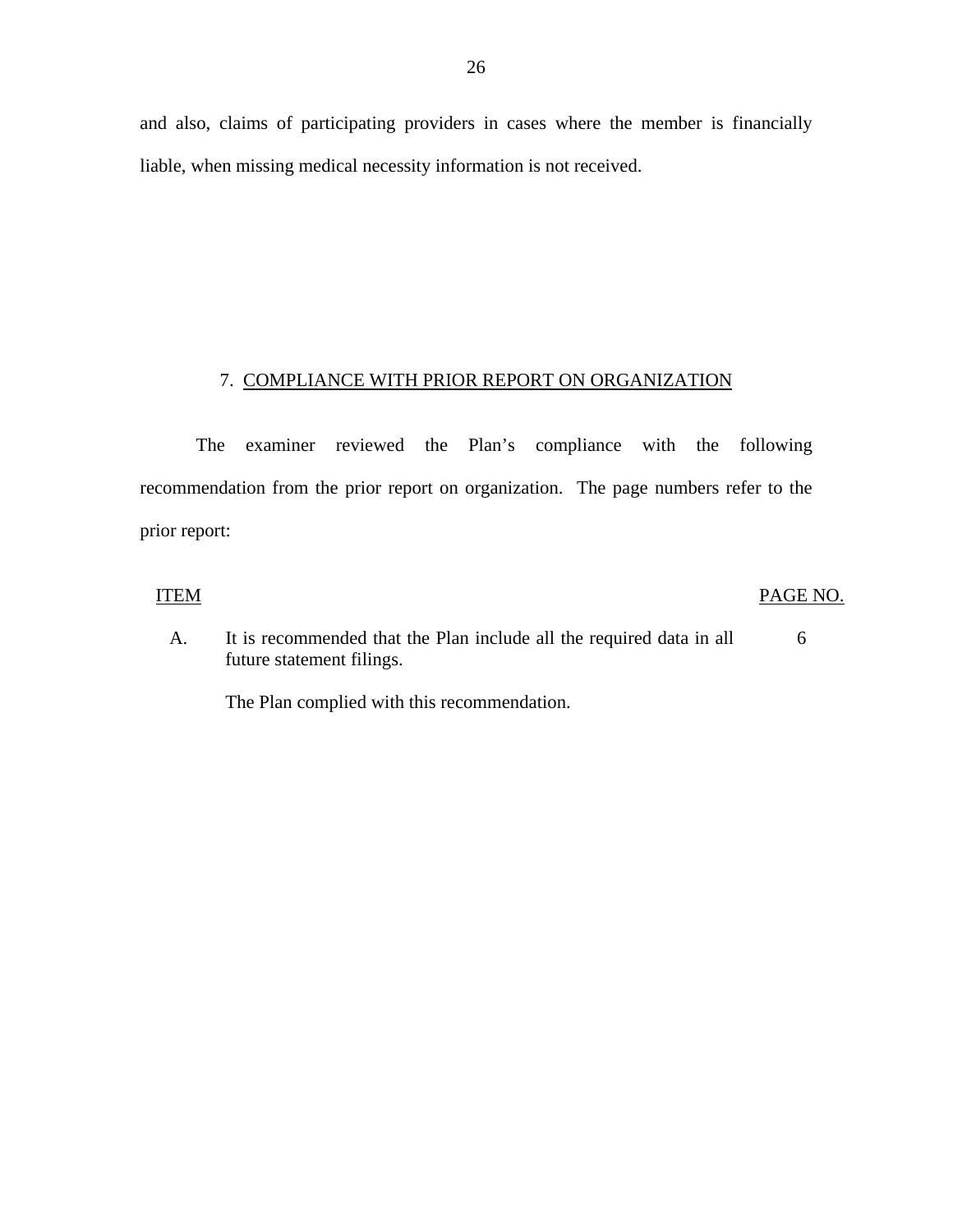and also, claims of participating providers in cases where the member is financially liable, when missing medical necessity information is not received.

## 7. COMPLIANCE WITH PRIOR REPORT ON ORGANIZATION

The examiner reviewed the Plan's compliance with the following recommendation from the prior report on organization. The page numbers refer to the prior report:

| ITEM | | PAGE NO. |
|---|---|---|
| A. | It is recommended that the Plan include all the required data in all future statement filings.<br><br>The Plan complied with this recommendation. | 6 |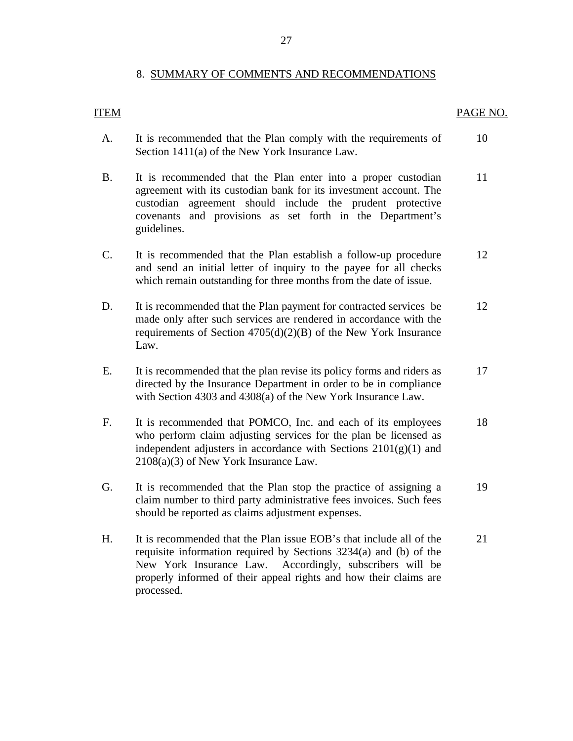## 8. SUMMARY OF COMMENTS AND RECOMMENDATIONS

| ITEM | | PAGE NO. |
|---|---|---|
| A. | It is recommended that the Plan comply with the requirements of Section 1411(a) of the New York Insurance Law. | 10 |
| B. | It is recommended that the Plan enter into a proper custodian agreement with its custodian bank for its investment account. The custodian agreement should include the prudent protective covenants and provisions as set forth in the Department's guidelines. | 11 |
| C. | It is recommended that the Plan establish a follow-up procedure and send an initial letter of inquiry to the payee for all checks which remain outstanding for three months from the date of issue. | 12 |
| D. | It is recommended that the Plan payment for contracted services be made only after such services are rendered in accordance with the requirements of Section 4705(d)(2)(B) of the New York Insurance Law. | 12 |
| E. | It is recommended that the plan revise its policy forms and riders as directed by the Insurance Department in order to be in compliance with Section 4303 and 4308(a) of the New York Insurance Law. | 17 |
| F. | It is recommended that POMCO, Inc. and each of its employees who perform claim adjusting services for the plan be licensed as independent adjusters in accordance with Sections 2101(g)(1) and 2108(a)(3) of New York Insurance Law. | 18 |
| G. | It is recommended that the Plan stop the practice of assigning a claim number to third party administrative fees invoices. Such fees should be reported as claims adjustment expenses. | 19 |
| H. | It is recommended that the Plan issue EOB's that include all of the requisite information required by Sections 3234(a) and (b) of the New York Insurance Law. Accordingly, subscribers will be properly informed of their appeal rights and how their claims are processed. | 21 |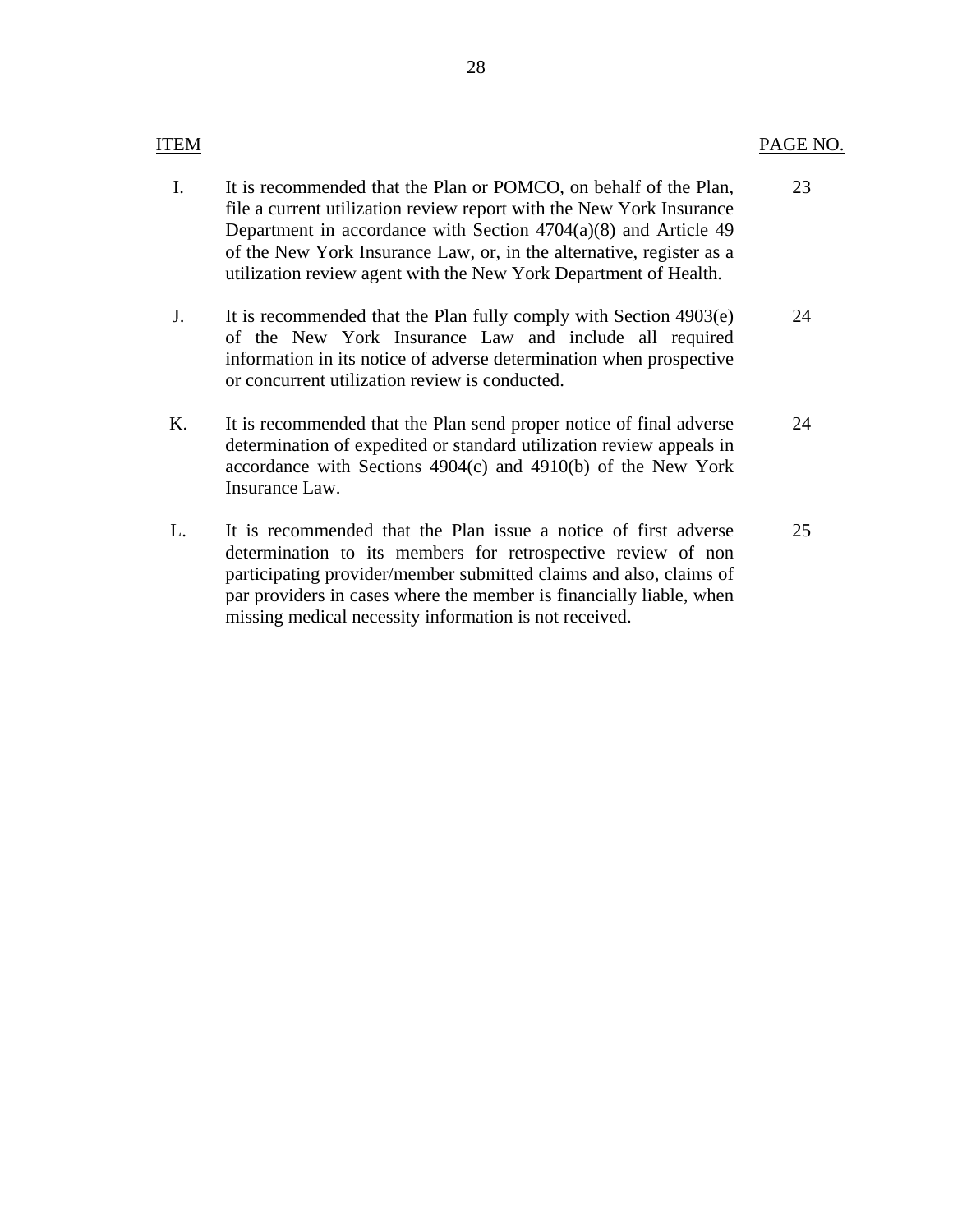| ITEM | | PAGE NO. |
|---|---|---|
| I. | It is recommended that the Plan or POMCO, on behalf of the Plan, file a current utilization review report with the New York Insurance Department in accordance with Section 4704(a)(8) and Article 49 of the New York Insurance Law, or, in the alternative, register as a utilization review agent with the New York Department of Health. | 23 |
| J. | It is recommended that the Plan fully comply with Section 4903(e) of the New York Insurance Law and include all required information in its notice of adverse determination when prospective or concurrent utilization review is conducted. | 24 |
| K. | It is recommended that the Plan send proper notice of final adverse determination of expedited or standard utilization review appeals in accordance with Sections 4904(c) and 4910(b) of the New York Insurance Law. | 24 |
| L. | It is recommended that the Plan issue a notice of first adverse determination to its members for retrospective review of non participating provider/member submitted claims and also, claims of par providers in cases where the member is financially liable, when missing medical necessity information is not received. | 25 |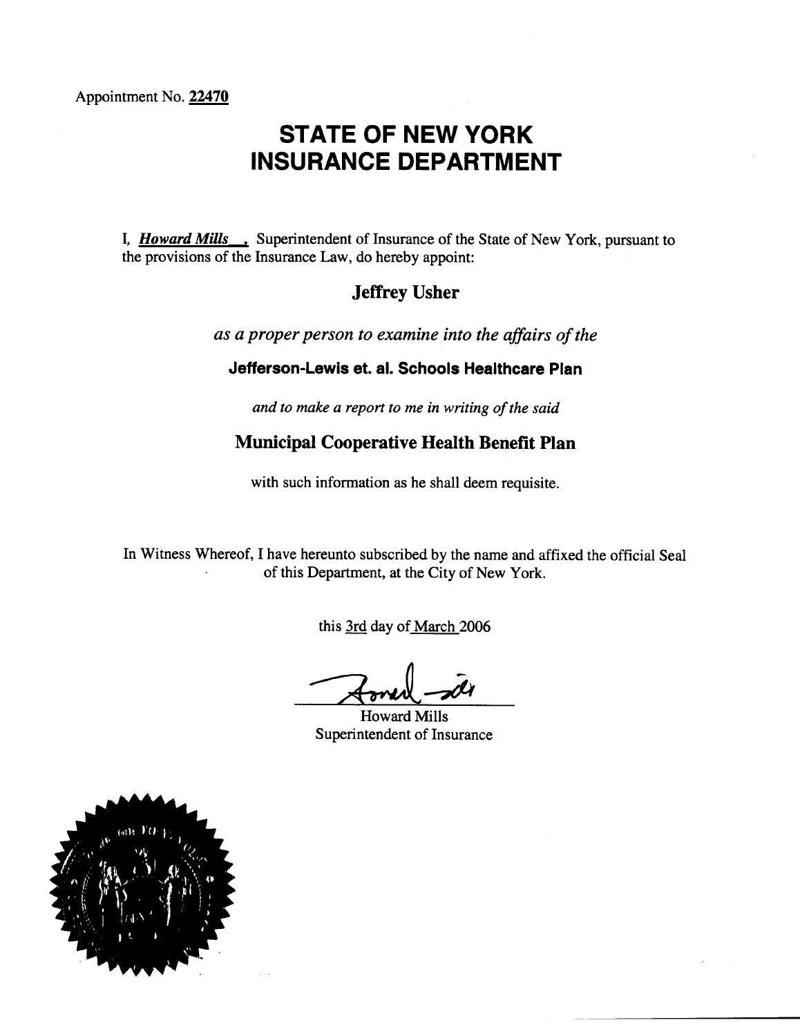Appointment No. 22470

# STATE OF NEW YORK
# INSURANCE DEPARTMENT

I, ***Howard Mills*** , Superintendent of Insurance of the State of New York, pursuant to the provisions of the Insurance Law, do hereby appoint:

**Jeffrey Usher**

*as a proper person to examine into the affairs of the*

**Jefferson-Lewis et. al. Schools Healthcare Plan**

*and to make a report to me in writing of the said*

**Municipal Cooperative Health Benefit Plan**

with such information as he shall deem requisite.

In Witness Whereof, I have hereunto subscribed by the name and affixed the official Seal of this Department, at the City of New York.

this 3rd day of March 2006

Howard Mills
Superintendent of Insurance